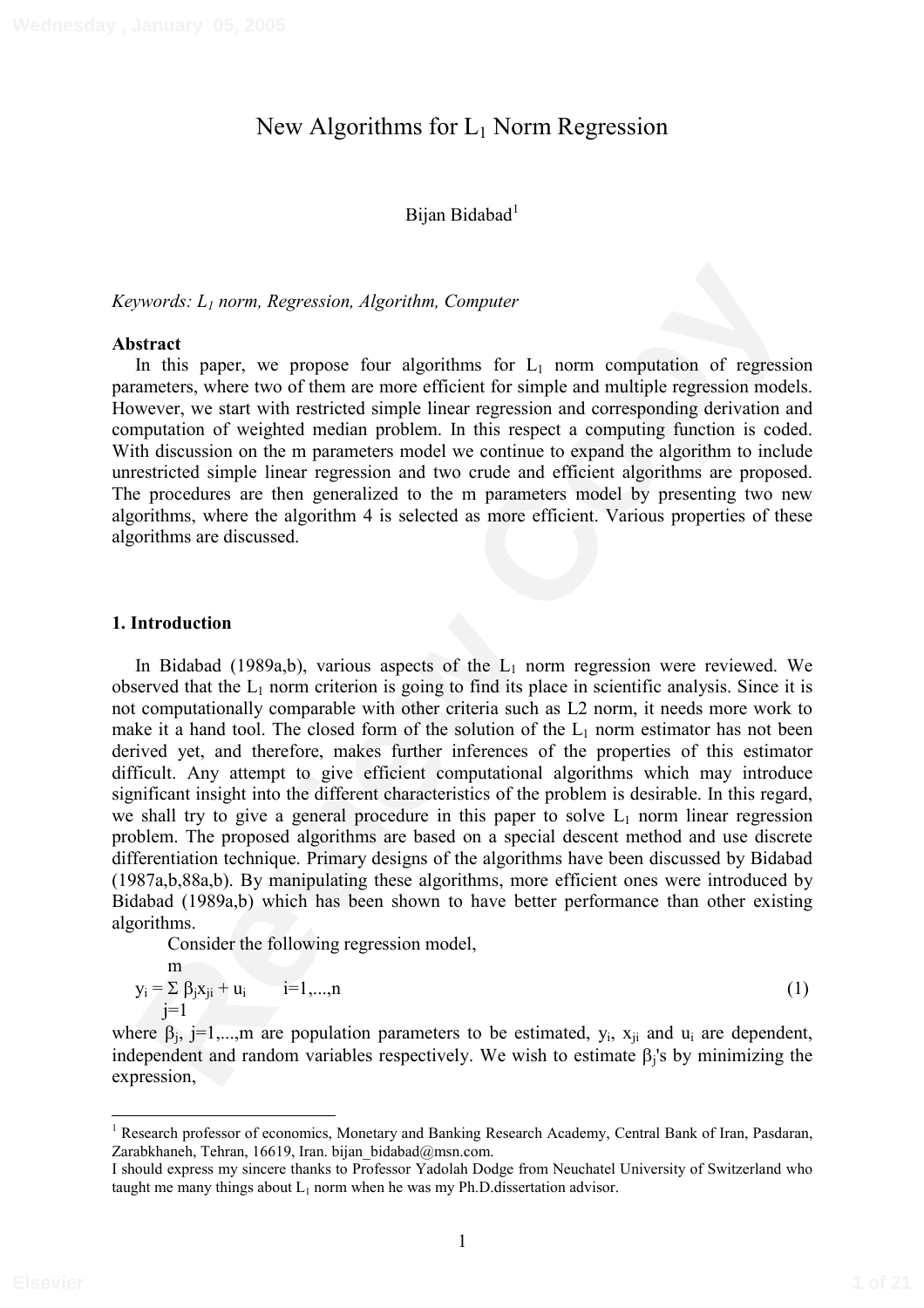# New Algorithms for $L_1$ Norm Regression

Bijan Bidabad[1]

*Keywords: $L_1$ norm, Regression, Algorithm, Computer*

**Abstract**

In this paper, we propose four algorithms for $L_1$ norm computation of regression parameters, where two of them are more efficient for simple and multiple regression models. However, we start with restricted simple linear regression and corresponding derivation and computation of weighted median problem. In this respect a computing function is coded. With discussion on the m parameters model we continue to expand the algorithm to include unrestricted simple linear regression and two crude and efficient algorithms are proposed. The procedures are then generalized to the m parameters model by presenting two new algorithms, where the algorithm 4 is selected as more efficient. Various properties of these algorithms are discussed.

## 1. Introduction

In Bidabad (1989a,b), various aspects of the $L_1$ norm regression were reviewed. We observed that the $L_1$ norm criterion is going to find its place in scientific analysis. Since it is not computationally comparable with other criteria such as L2 norm, it needs more work to make it a hand tool. The closed form of the solution of the $L_1$ norm estimator has not been derived yet, and therefore, makes further inferences of the properties of this estimator difficult. Any attempt to give efficient computational algorithms which may introduce significant insight into the different characteristics of the problem is desirable. In this regard, we shall try to give a general procedure in this paper to solve $L_1$ norm linear regression problem. The proposed algorithms are based on a special descent method and use discrete differentiation technique. Primary designs of the algorithms have been discussed by Bidabad (1987a,b,88a,b). By manipulating these algorithms, more efficient ones were introduced by Bidabad (1989a,b) which has been shown to have better performance than other existing algorithms.

Consider the following regression model,

$$y_i = \sum_{j=1}^{m} \beta_j x_{ji} + u_i \qquad i=1,...,n \tag{1}$$

where $\beta_j$, j=1,...,m are population parameters to be estimated, $y_i$, $x_{ji}$ and $u_i$ are dependent, independent and random variables respectively. We wish to estimate $\beta_j$'s by minimizing the expression,

---

[1] Research professor of economics, Monetary and Banking Research Academy, Central Bank of Iran, Pasdaran, Zarabkhaneh, Tehran, 16619, Iran. bijan_bidabad@msn.com.

I should express my sincere thanks to Professor Yadolah Dodge from Neuchatel University of Switzerland who taught me many things about $L_1$ norm when he was my Ph.D.dissertation advisor.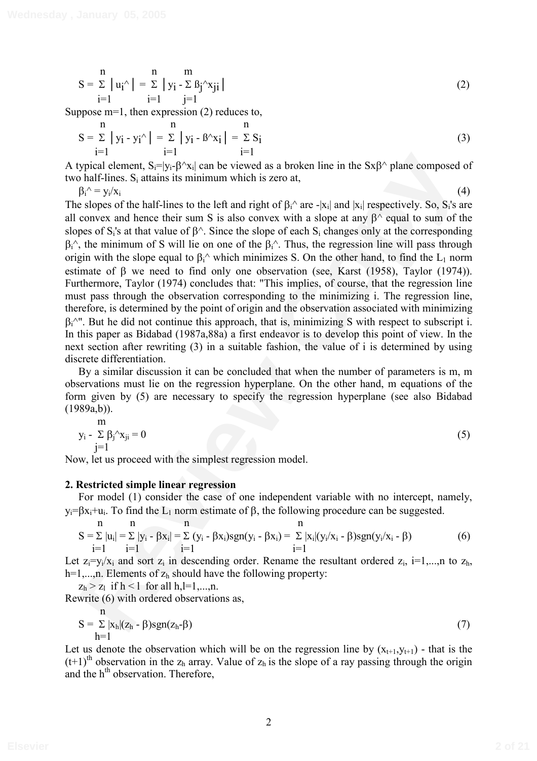$$S = \sum_{i=1}^{n} \left| u_i\hat{} \right| = \sum_{i=1}^{n} \left| y_i - \sum_{j=1}^{m} \beta_j\hat{} x_{ji} \right| \tag{2}$$

Suppose m=1, then expression (2) reduces to,

$$S = \sum_{i=1}^{n} \left| y_i - y_i\hat{} \right| = \sum_{i=1}^{n} \left| y_i - \beta\hat{} x_i \right| = \sum_{i=1}^{n} S_i \tag{3}$$

A typical element, $S_i=|y_i-\beta\hat{}x_i|$ can be viewed as a broken line in the $S\times\beta\hat{}$ plane composed of two half-lines. $S_i$ attains its minimum which is zero at,

$$\beta_i\hat{} = y_i/x_i \tag{4}$$

The slopes of the half-lines to the left and right of $\beta_i\hat{}$ are $-|x_i|$ and $|x_i|$ respectively. So, $S_i$'s are all convex and hence their sum S is also convex with a slope at any $\beta\hat{}$ equal to sum of the slopes of $S_i$'s at that value of $\beta\hat{}$. Since the slope of each $S_i$ changes only at the corresponding $\beta_i\hat{}$, the minimum of S will lie on one of the $\beta_i\hat{}$. Thus, the regression line will pass through origin with the slope equal to $\beta_i\hat{}$ which minimizes S. On the other hand, to find the $L_1$ norm estimate of $\beta$ we need to find only one observation (see, Karst (1958), Taylor (1974)). Furthermore, Taylor (1974) concludes that: "This implies, of course, that the regression line must pass through the observation corresponding to the minimizing i. The regression line, therefore, is determined by the point of origin and the observation associated with minimizing $\beta_i\hat{}$". But he did not continue this approach, that is, minimizing S with respect to subscript i. In this paper as Bidabad (1987a,88a) a first endeavor is to develop this point of view. In the next section after rewriting (3) in a suitable fashion, the value of i is determined by using discrete differentiation.

By a similar discussion it can be concluded that when the number of parameters is m, m observations must lie on the regression hyperplane. On the other hand, m equations of the form given by (5) are necessary to specify the regression hyperplane (see also Bidabad (1989a,b)).

$$y_i - \sum_{j=1}^{m} \beta_j\hat{} x_{ji} = 0 \tag{5}$$

Now, let us proceed with the simplest regression model.

## 2. Restricted simple linear regression

For model (1) consider the case of one independent variable with no intercept, namely, $y_i=\beta x_i+u_i$. To find the $L_1$ norm estimate of $\beta$, the following procedure can be suggested.

$$S = \sum_{i=1}^{n} |u_i| = \sum_{i=1}^{n} |y_i - \beta x_i| = \sum_{i=1}^{n} (y_i - \beta x_i)\mathrm{sgn}(y_i - \beta x_i) = \sum_{i=1}^{n} |x_i|(y_i/x_i - \beta)\mathrm{sgn}(y_i/x_i - \beta) \tag{6}$$

Let $z_i=y_i/x_i$ and sort $z_i$ in descending order. Rename the resultant ordered $z_i$, i=1,...,n to $z_h$, h=1,...,n. Elements of $z_h$ should have the following property:

$z_h > z_l$ if $h < l$ for all h,l=1,...,n.

Rewrite (6) with ordered observations as,

$$S = \sum_{h=1}^{n} |x_h|(z_h - \beta)\mathrm{sgn}(z_h-\beta) \tag{7}$$

Let us denote the observation which will be on the regression line by $(x_{t+1},y_{t+1})$ - that is the $(t+1)^{th}$ observation in the $z_h$ array. Value of $z_h$ is the slope of a ray passing through the origin and the $h^{th}$ observation. Therefore,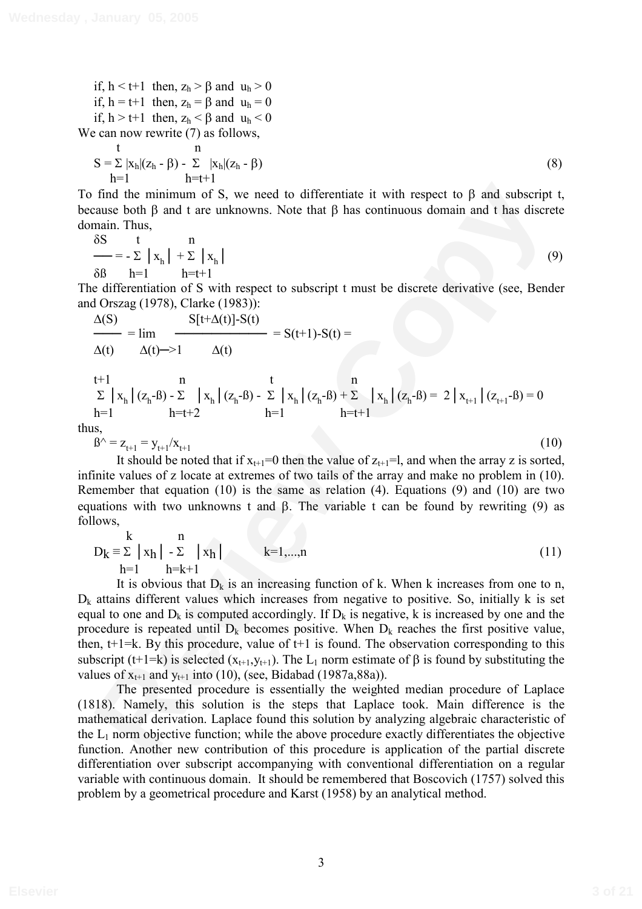if, $h < t+1$ then, $z_h > \beta$ and $u_h > 0$

if, $h = t+1$ then, $z_h = \beta$ and $u_h = 0$

if, $h > t+1$ then, $z_h < \beta$ and $u_h < 0$

We can now rewrite (7) as follows,

$$S = \sum_{h=1}^{t} |x_h|(z_h - \beta) - \sum_{h=t+1}^{n} |x_h|(z_h - \beta) \tag{8}$$

To find the minimum of S, we need to differentiate it with respect to β and subscript t, because both β and t are unknowns. Note that β has continuous domain and t has discrete domain. Thus,

$$\frac{\delta S}{\delta \beta} = -\sum_{h=1}^{t} |x_h| + \sum_{h=t+1}^{n} |x_h| \tag{9}$$

The differentiation of S with respect to subscript t must be discrete derivative (see, Bender and Orszag (1978), Clarke (1983)):

$$\frac{\Delta(S)}{\Delta(t)} = \lim_{\Delta(t) \to 1} \frac{S[t+\Delta(t)]-S(t)}{\Delta(t)} = S(t+1)-S(t) =$$

$$\sum_{h=1}^{t+1} |x_h|(z_h-\beta) - \sum_{h=t+2}^{n} |x_h|(z_h-\beta) - \sum_{h=1}^{t} |x_h|(z_h-\beta) + \sum_{h=t+1}^{n} |x_h|(z_h-\beta) = 2|x_{t+1}|(z_{t+1}-\beta) = 0$$

thus,

$$\hat{\beta} = z_{t+1} = y_{t+1}/x_{t+1} \tag{10}$$

It should be noted that if $x_{t+1}=0$ then the value of $z_{t+1}$=l, and when the array z is sorted, infinite values of z locate at extremes of two tails of the array and make no problem in (10). Remember that equation (10) is the same as relation (4). Equations (9) and (10) are two equations with two unknowns t and β. The variable t can be found by rewriting (9) as follows,

$$D_k \equiv \sum_{h=1}^{k} |x_h| - \sum_{h=k+1}^{n} |x_h| \qquad k=1,...,n \tag{11}$$

It is obvious that $D_k$ is an increasing function of k. When k increases from one to n, $D_k$ attains different values which increases from negative to positive. So, initially k is set equal to one and $D_k$ is computed accordingly. If $D_k$ is negative, k is increased by one and the procedure is repeated until $D_k$ becomes positive. When $D_k$ reaches the first positive value, then, t+1=k. By this procedure, value of t+1 is found. The observation corresponding to this subscript (t+1=k) is selected ($x_{t+1}$,$y_{t+1}$). The $L_1$ norm estimate of β is found by substituting the values of $x_{t+1}$ and $y_{t+1}$ into (10), (see, Bidabad (1987a,88a)).

The presented procedure is essentially the weighted median procedure of Laplace (1818). Namely, this solution is the steps that Laplace took. Main difference is the mathematical derivation. Laplace found this solution by analyzing algebraic characteristic of the $L_1$ norm objective function; while the above procedure exactly differentiates the objective function. Another new contribution of this procedure is application of the partial discrete differentiation over subscript accompanying with conventional differentiation on a regular variable with continuous domain. It should be remembered that Boscovich (1757) solved this problem by a geometrical procedure and Karst (1958) by an analytical method.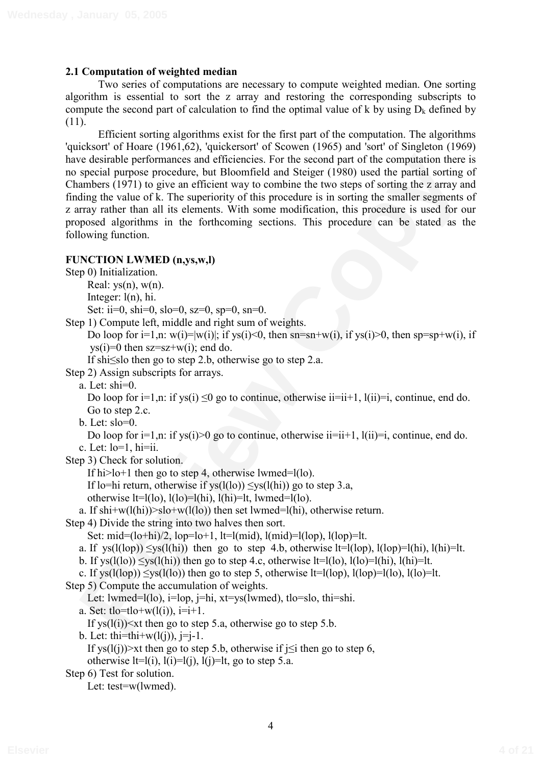### 2.1 Computation of weighted median

Two series of computations are necessary to compute weighted median. One sorting algorithm is essential to sort the z array and restoring the corresponding subscripts to compute the second part of calculation to find the optimal value of k by using $D_k$ defined by (11).

Efficient sorting algorithms exist for the first part of the computation. The algorithms 'quicksort' of Hoare (1961,62), 'quickersort' of Scowen (1965) and 'sort' of Singleton (1969) have desirable performances and efficiencies. For the second part of the computation there is no special purpose procedure, but Bloomfield and Steiger (1980) used the partial sorting of Chambers (1971) to give an efficient way to combine the two steps of sorting the z array and finding the value of k. The superiority of this procedure is in sorting the smaller segments of z array rather than all its elements. With some modification, this procedure is used for our proposed algorithms in the forthcoming sections. This procedure can be stated as the following function.

**FUNCTION LWMED (n,ys,w,l)**

Step 0) Initialization.

Real: ys(n), w(n).

Integer: l(n), hi.

Set: ii=0, shi=0, slo=0, sz=0, sp=0, sn=0.

Step 1) Compute left, middle and right sum of weights.

Do loop for i=1,n: w(i)=|w(i)|; if ys(i)<0, then sn=sn+w(i), if ys(i)>0, then sp=sp+w(i), if ys(i)=0 then sz=sz+w(i); end do.

If shi≤slo then go to step 2.b, otherwise go to step 2.a.

Step 2) Assign subscripts for arrays.

a. Let: shi=0.

Do loop for i=1,n: if ys(i) ≤0 go to continue, otherwise ii=ii+1, l(ii)=i, continue, end do.

Go to step 2.c.

b. Let: slo=0.

Do loop for i=1,n: if ys(i)>0 go to continue, otherwise ii=ii+1, l(ii)=i, continue, end do.

c. Let: lo=1, hi=ii.

Step 3) Check for solution.

If hi>lo+1 then go to step 4, otherwise lwmed=l(lo).

If lo=hi return, otherwise if ys(l(lo)) ≤ys(l(hi)) go to step 3.a,

otherwise lt=l(lo), l(lo)=l(hi), l(hi)=lt, lwmed=l(lo).

a. If shi+w(l(hi))>slo+w(l(lo)) then set lwmed=l(hi), otherwise return.

Step 4) Divide the string into two halves then sort.

Set: mid=(lo+hi)/2, lop=lo+1, lt=l(mid), l(mid)=l(lop), l(lop)=lt.

a. If ys(l(lop)) ≤ys(l(hi)) then go to step 4.b, otherwise lt=l(lop), l(lop)=l(hi), l(hi)=lt.

b. If ys(l(lo)) ≤ys(l(hi)) then go to step 4.c, otherwise lt=l(lo), l(lo)=l(hi), l(hi)=lt.

c. If ys(l(lop)) ≤ys(l(lo)) then go to step 5, otherwise lt=l(lop), l(lop)=l(lo), l(lo)=lt.

Step 5) Compute the accumulation of weights.

Let: lwmed=l(lo), i=lop, j=hi, xt=ys(lwmed), tlo=slo, thi=shi.

a. Set: tlo=tlo+w(l(i)), i=i+1.

If ys(l(i))<xt then go to step 5.a, otherwise go to step 5.b.

b. Let: thi=thi+w(l(j)), j=j-1.

If ys(l(j))>xt then go to step 5.b, otherwise if j≤i then go to step 6,

otherwise lt=l(i), l(i)=l(j), l(j)=lt, go to step 5.a.

Step 6) Test for solution.

Let: test=w(lwmed).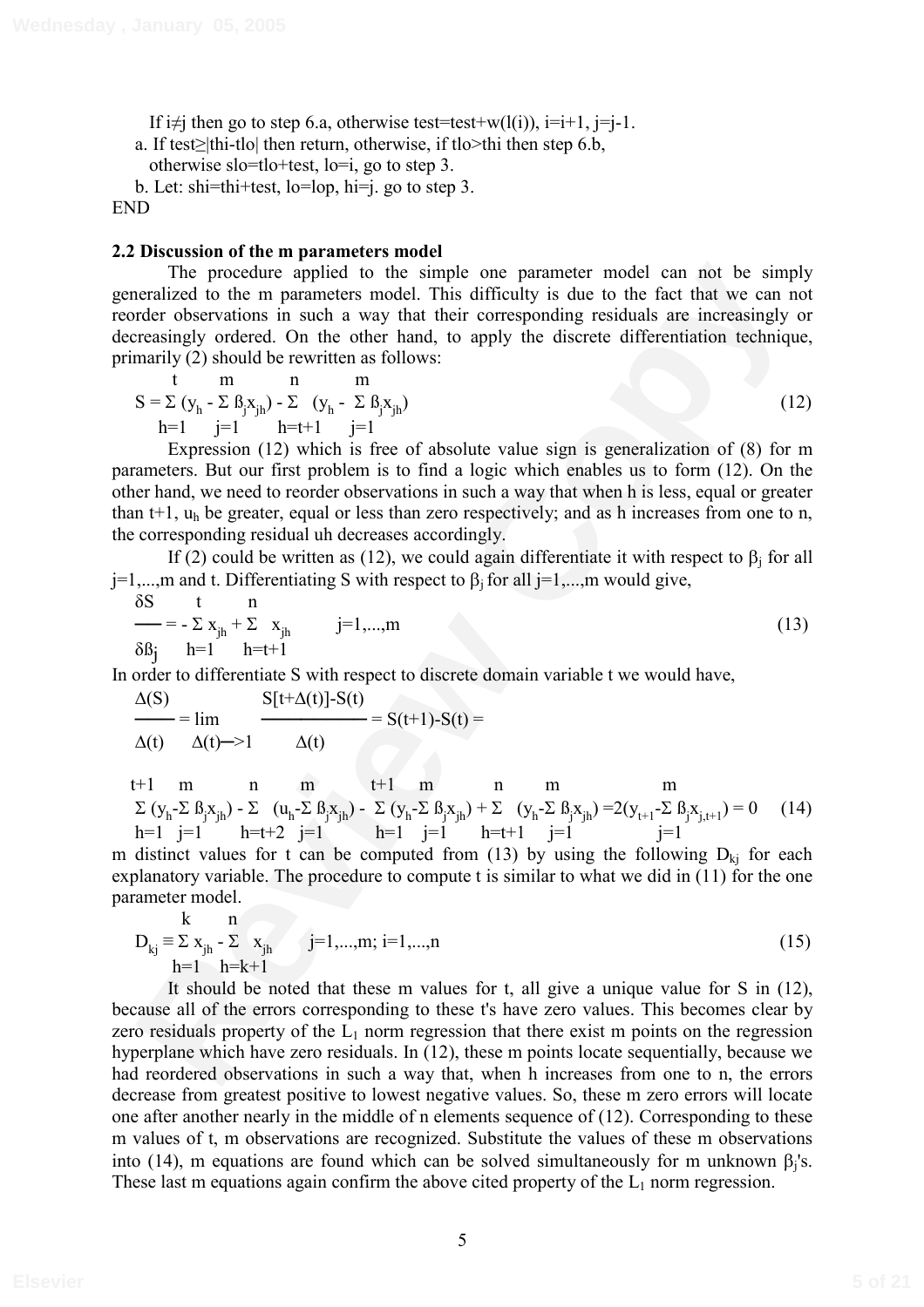If $i \neq j$ then go to step 6.a, otherwise test=test+w(l(i)), i=i+1, j=j-1.

a. If test≥|thi-tlo| then return, otherwise, if tlo>thi then step 6.b, otherwise slo=tlo+test, lo=i, go to step 3.

b. Let: shi=thi+test, lo=lop, hi=j. go to step 3.

END

**2.2 Discussion of the m parameters model**

The procedure applied to the simple one parameter model can not be simply generalized to the m parameters model. This difficulty is due to the fact that we can not reorder observations in such a way that their corresponding residuals are increasingly or decreasingly ordered. On the other hand, to apply the discrete differentiation technique, primarily (2) should be rewritten as follows:

$$S = \sum_{h=1}^{t} (y_h - \sum_{j=1}^{m} \beta_j x_{jh}) - \sum_{h=t+1}^{n} (y_h - \sum_{j=1}^{m} \beta_j x_{jh}) \tag{12}$$

Expression (12) which is free of absolute value sign is generalization of (8) for m parameters. But our first problem is to find a logic which enables us to form (12). On the other hand, we need to reorder observations in such a way that when h is less, equal or greater than t+1, $u_h$ be greater, equal or less than zero respectively; and as h increases from one to n, the corresponding residual uh decreases accordingly.

If (2) could be written as (12), we could again differentiate it with respect to $\beta_j$ for all j=1,...,m and t. Differentiating S with respect to $\beta_j$ for all j=1,...,m would give,

$$\frac{\delta S}{\delta \beta_j} = - \sum_{h=1}^{t} x_{jh} + \sum_{h=t+1}^{n} x_{jh} \qquad j=1,...,m \tag{13}$$

In order to differentiate S with respect to discrete domain variable t we would have,

$$\frac{\Delta(S)}{\Delta(t)} = \lim_{\Delta(t) \to 1} \frac{S[t+\Delta(t)]-S(t)}{\Delta(t)} = S(t+1)-S(t) =$$

$$\sum_{h=1}^{t+1} (y_h-\sum_{j=1}^{m} \beta_j x_{jh}) - \sum_{h=t+2}^{n} (u_h-\sum_{j=1}^{m} \beta_j x_{jh}) - \sum_{h=1}^{t+1} (y_h-\sum_{j=1}^{m} \beta_j x_{jh}) + \sum_{h=t+1}^{n} (y_h-\sum_{j=1}^{m} \beta_j x_{jh}) = 2(y_{t+1}-\sum_{j=1}^{m} \beta_j x_{j,t+1}) = 0 \tag{14}$$

m distinct values for t can be computed from (13) by using the following $D_{kj}$ for each explanatory variable. The procedure to compute t is similar to what we did in (11) for the one parameter model.

$$D_{kj} \equiv \sum_{h=1}^{k} x_{jh} - \sum_{h=k+1}^{n} x_{jh} \qquad j=1,...,m;\ i=1,...,n \tag{15}$$

It should be noted that these m values for t, all give a unique value for S in (12), because all of the errors corresponding to these t's have zero values. This becomes clear by zero residuals property of the $L_1$ norm regression that there exist m points on the regression hyperplane which have zero residuals. In (12), these m points locate sequentially, because we had reordered observations in such a way that, when h increases from one to n, the errors decrease from greatest positive to lowest negative values. So, these m zero errors will locate one after another nearly in the middle of n elements sequence of (12). Corresponding to these m values of t, m observations are recognized. Substitute the values of these m observations into (14), m equations are found which can be solved simultaneously for m unknown $\beta_j$'s. These last m equations again confirm the above cited property of the $L_1$ norm regression.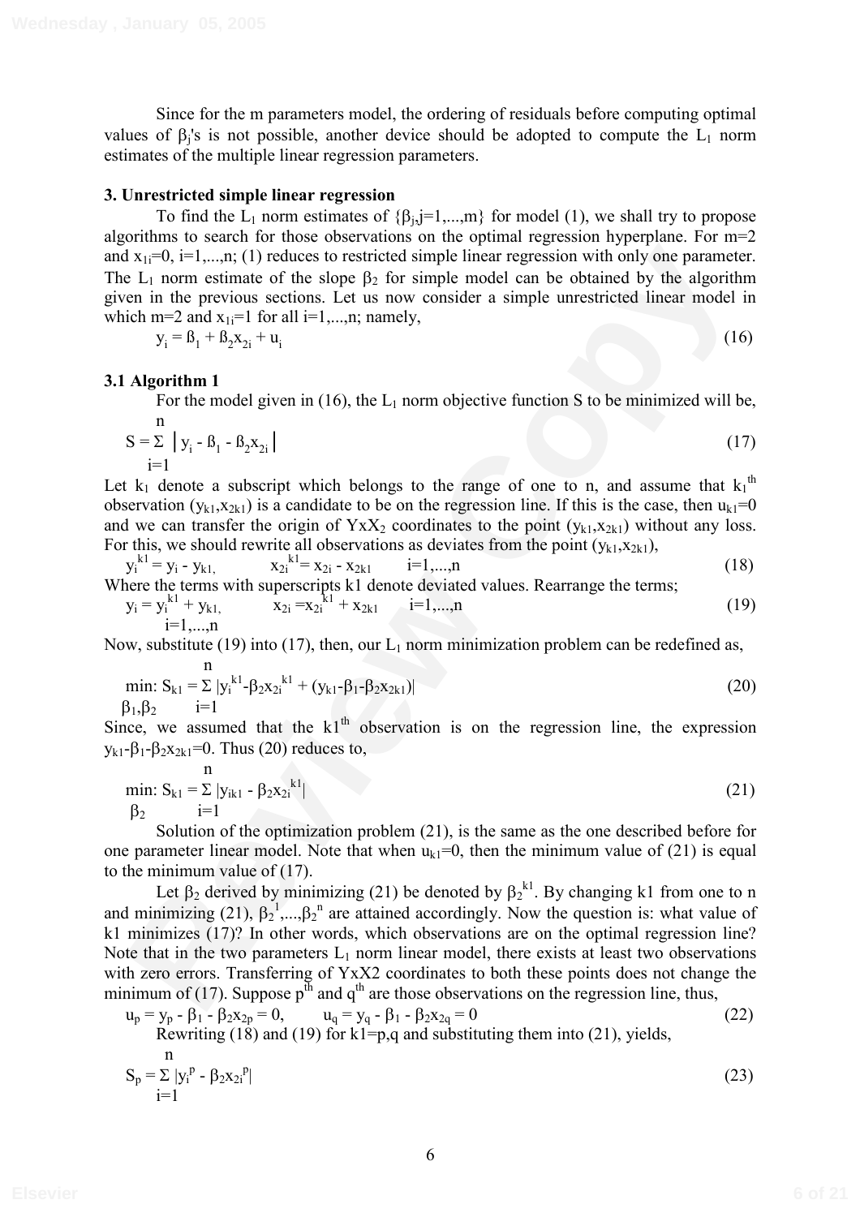Since for the m parameters model, the ordering of residuals before computing optimal values of $\beta_j$'s is not possible, another device should be adopted to compute the $L_1$ norm estimates of the multiple linear regression parameters.

### 3. Unrestricted simple linear regression

To find the $L_1$ norm estimates of $\{\beta_j, j=1,...,m\}$ for model (1), we shall try to propose algorithms to search for those observations on the optimal regression hyperplane. For m=2 and $x_{1i}=0$, i=1,...,n; (1) reduces to restricted simple linear regression with only one parameter. The $L_1$ norm estimate of the slope $\beta_2$ for simple model can be obtained by the algorithm given in the previous sections. Let us now consider a simple unrestricted linear model in which m=2 and $x_{1i}=1$ for all i=1,...,n; namely,

$$y_i = \beta_1 + \beta_2 x_{2i} + u_i \tag{16}$$

### 3.1 Algorithm 1

For the model given in (16), the $L_1$ norm objective function S to be minimized will be,

$$S = \sum_{i=1}^{n} \left| y_i - \beta_1 - \beta_2 x_{2i} \right| \tag{17}$$

Let $k_1$ denote a subscript which belongs to the range of one to n, and assume that $k_1^{th}$ observation $(y_{k1}, x_{2k1})$ is a candidate to be on the regression line. If this is the case, then $u_{k1}=0$ and we can transfer the origin of $YxX_2$ coordinates to the point $(y_{k1}, x_{2k1})$ without any loss. For this, we should rewrite all observations as deviates from the point $(y_{k1}, x_{2k1})$,

$$y_i^{k1} = y_i - y_{k1}, \qquad x_{2i}^{k1} = x_{2i} - x_{2k1} \qquad i=1,...,n \tag{18}$$

Where the terms with superscripts k1 denote deviated values. Rearrange the terms;

$$y_i = y_i^{k1} + y_{k1}, \qquad x_{2i} = x_{2i}^{k1} + x_{2k1} \qquad i=1,...,n \tag{19}$$

i=1,...,n

Now, substitute (19) into (17), then, our $L_1$ norm minimization problem can be redefined as,

$$\min_{\beta_1,\beta_2}: S_{k1} = \sum_{i=1}^{n} |y_i^{k1} - \beta_2 x_{2i}^{k1} + (y_{k1} - \beta_1 - \beta_2 x_{2k1})| \tag{20}$$

Since, we assumed that the $k1^{th}$ observation is on the regression line, the expression $y_{k1}-\beta_1-\beta_2 x_{2k1}=0$. Thus (20) reduces to,

$$\min_{\beta_2}: S_{k1} = \sum_{i=1}^{n} |y_{ik1} - \beta_2 x_{2i}^{k1}| \tag{21}$$

Solution of the optimization problem (21), is the same as the one described before for one parameter linear model. Note that when $u_{k1}=0$, then the minimum value of (21) is equal to the minimum value of (17).

Let $\beta_2$ derived by minimizing (21) be denoted by $\beta_2^{k1}$. By changing k1 from one to n and minimizing (21), $\beta_2^1,...,\beta_2^n$ are attained accordingly. Now the question is: what value of k1 minimizes (17)? In other words, which observations are on the optimal regression line? Note that in the two parameters $L_1$ norm linear model, there exists at least two observations with zero errors. Transferring of YxX2 coordinates to both these points does not change the minimum of (17). Suppose $p^{th}$ and $q^{th}$ are those observations on the regression line, thus,

$$u_p = y_p - \beta_1 - \beta_2 x_{2p} = 0, \qquad u_q = y_q - \beta_1 - \beta_2 x_{2q} = 0 \tag{22}$$

Rewriting (18) and (19) for k1=p,q and substituting them into (21), yields,

$$S_p = \sum_{i=1}^{n} |y_i^p - \beta_2 x_{2i}^p| \tag{23}$$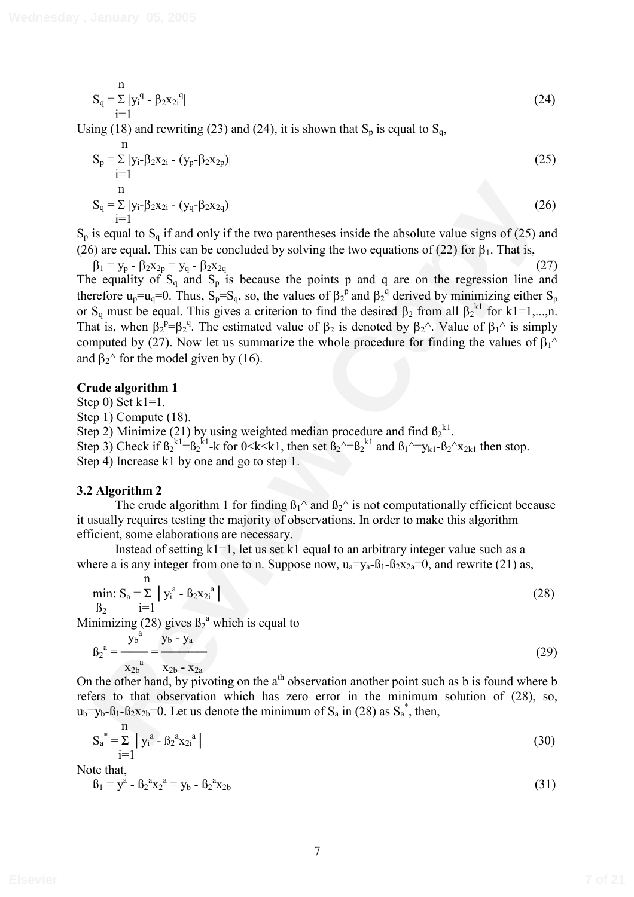$$S_q = \sum_{i=1}^{n} |y_i^q - \beta_2 x_{2i}^q| \tag{24}$$

Using (18) and rewriting (23) and (24), it is shown that $S_p$ is equal to $S_q$,

$$S_p = \sum_{i=1}^{n} |y_i - \beta_2 x_{2i} - (y_p - \beta_2 x_{2p})| \tag{25}$$

$$S_q = \sum_{i=1}^{n} |y_i - \beta_2 x_{2i} - (y_q - \beta_2 x_{2q})| \tag{26}$$

$S_p$ is equal to $S_q$ if and only if the two parentheses inside the absolute value signs of (25) and (26) are equal. This can be concluded by solving the two equations of (22) for $\beta_1$. That is,

$$\beta_1 = y_p - \beta_2 x_{2p} = y_q - \beta_2 x_{2q} \tag{27}$$

The equality of $S_q$ and $S_p$ is because the points p and q are on the regression line and therefore $u_p = u_q = 0$. Thus, $S_p = S_q$, so, the values of $\beta_2^p$ and $\beta_2^q$ derived by minimizing either $S_p$ or $S_q$ must be equal. This gives a criterion to find the desired $\beta_2$ from all $\beta_2^{k1}$ for k1=1,...,n. That is, when $\beta_2^p = \beta_2^q$. The estimated value of $\beta_2$ is denoted by $\beta_2$^. Value of $\beta_1$^ is simply computed by (27). Now let us summarize the whole procedure for finding the values of $\beta_1$^ and $\beta_2$^ for the model given by (16).

**Crude algorithm 1**

Step 0) Set k1=1.
Step 1) Compute (18).
Step 2) Minimize (21) by using weighted median procedure and find $\beta_2^{k1}$.
Step 3) Check if $\beta_2^{k1} = \beta_2^{k1-k}$ for $0<k<k1$, then set $\beta_2$^$=\beta_2^{k1}$ and $\beta_1$^$=y_{k1} - \beta_2$^$x_{2k1}$ then stop.
Step 4) Increase k1 by one and go to step 1.

### 3.2 Algorithm 2

The crude algorithm 1 for finding $\beta_1$^ and $\beta_2$^ is not computationally efficient because it usually requires testing the majority of observations. In order to make this algorithm efficient, some elaborations are necessary.

Instead of setting k1=1, let us set k1 equal to an arbitrary integer value such as a where a is any integer from one to n. Suppose now, $u_a = y_a - \beta_1 - \beta_2 x_{2a} = 0$, and rewrite (21) as,

$$\min_{\beta_2}: S_a = \sum_{i=1}^{n} \left| y_i^a - \beta_2 x_{2i}^a \right| \tag{28}$$

Minimizing (28) gives $\beta_2^a$ which is equal to

$$\beta_2^a = \frac{y_b^a}{x_{2b}^a} = \frac{y_b - y_a}{x_{2b} - x_{2a}} \tag{29}$$

On the other hand, by pivoting on the $a^{th}$ observation another point such as b is found where b refers to that observation which has zero error in the minimum solution of (28), so, $u_b = y_b - \beta_1 - \beta_2 x_{2b} = 0$. Let us denote the minimum of $S_a$ in (28) as $S_a^*$, then,

$$S_a^* = \sum_{i=1}^{n} \left| y_i^a - \beta_2^a x_{2i}^a \right| \tag{30}$$

Note that,

$$\beta_1 = y^a - \beta_2^a x_2^a = y_b - \beta_2^a x_{2b} \tag{31}$$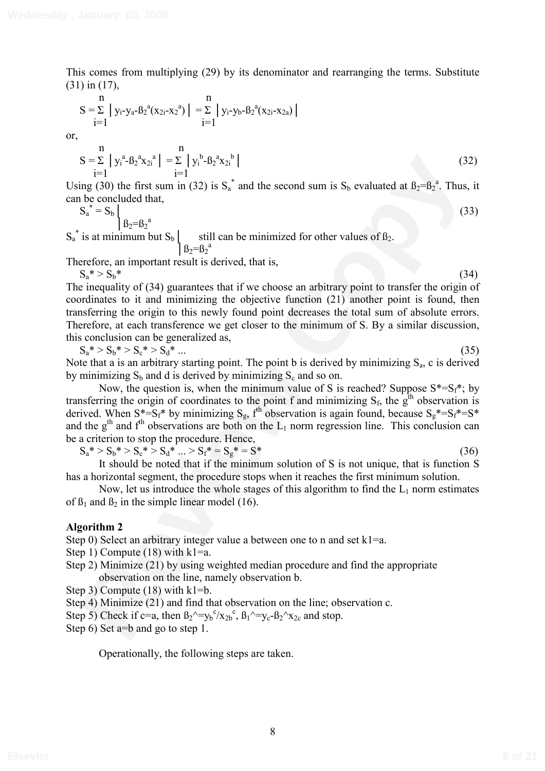This comes from multiplying (29) by its denominator and rearranging the terms. Substitute (31) in (17),

$$S = \sum_{i=1}^{n} \left| y_i - y_a - ß_2^a(x_{2i} - x_2^a) \right| = \sum_{i=1}^{n} \left| y_i - y_b - ß_2^a(x_{2i} - x_{2a}) \right|$$

or,

$$S = \sum_{i=1}^{n} \left| y_i^a - ß_2^a x_{2i}^a \right| = \sum_{i=1}^{n} \left| y_i^b - ß_2^a x_{2i}^b \right| \tag{32}$$

Using (30) the first sum in (32) is $S_a^*$ and the second sum is $S_b$ evaluated at $ß_2 = ß_2^a$. Thus, it can be concluded that,

$$S_a^* = S_b \Big|_{ß_2 = ß_2^a} \tag{33}$$

$S_a^*$ is at minimum but $S_b \Big|_{ß_2 = ß_2^a}$ still can be minimized for other values of $ß_2$.

Therefore, an important result is derived, that is,

$$S_a^* > S_b^* \tag{34}$$

The inequality of (34) guarantees that if we choose an arbitrary point to transfer the origin of coordinates to it and minimizing the objective function (21) another point is found, then transferring the origin to this newly found point decreases the total sum of absolute errors. Therefore, at each transference we get closer to the minimum of S. By a similar discussion, this conclusion can be generalized as,

$$S_a^* > S_b^* > S_c^* > S_d^* \ldots \tag{35}$$

Note that a is an arbitrary starting point. The point b is derived by minimizing $S_a$, c is derived by minimizing $S_b$ and d is derived by minimizing $S_c$ and so on.

Now, the question is, when the minimum value of S is reached? Suppose $S^* = S_f^*$; by transferring the origin of coordinates to the point f and minimizing $S_f$, the $g^{th}$ observation is derived. When $S^* = S_f^*$ by minimizing $S_g$, $f^{th}$ observation is again found, because $S_g^* = S_f^* = S^*$ and the $g^{th}$ and $f^{th}$ observations are both on the $L_1$ norm regression line. This conclusion can be a criterion to stop the procedure. Hence,

$$S_a^* > S_b^* > S_c^* > S_d^* \ldots > S_f^* = S_g^* = S^* \tag{36}$$

It should be noted that if the minimum solution of S is not unique, that is function S has a horizontal segment, the procedure stops when it reaches the first minimum solution.

Now, let us introduce the whole stages of this algorithm to find the $L_1$ norm estimates of $ß_1$ and $ß_2$ in the simple linear model (16).

**Algorithm 2**

Step 0) Select an arbitrary integer value a between one to n and set k1=a.
Step 1) Compute (18) with k1=a.
Step 2) Minimize (21) by using weighted median procedure and find the appropriate observation on the line, namely observation b.
Step 3) Compute (18) with k1=b.
Step 4) Minimize (21) and find that observation on the line; observation c.
Step 5) Check if c=a, then $\hat{ß}_2 = y_b^c / x_{2b}^c$, $\hat{ß}_1 = y_c - \hat{ß}_2 x_{2c}$ and stop.
Step 6) Set a=b and go to step 1.

Operationally, the following steps are taken.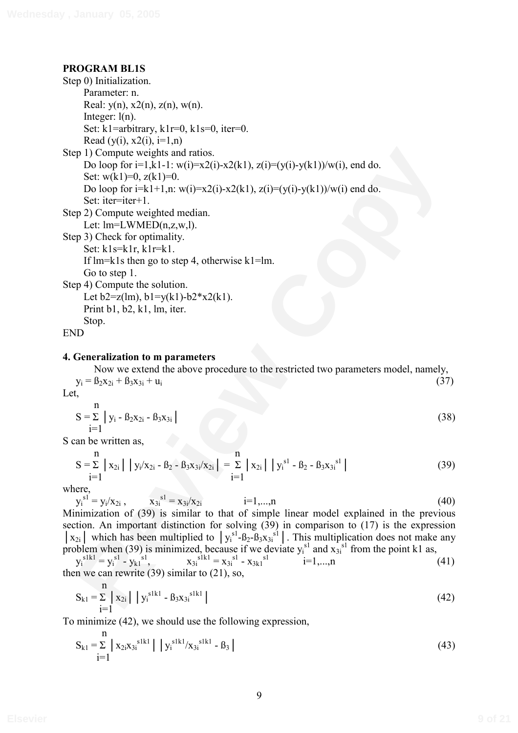**PROGRAM BL1S**

Step 0) Initialization.

Parameter: n.

Real: y(n), x2(n), z(n), w(n).

Integer: l(n).

Set: k1=arbitrary, k1r=0, k1s=0, iter=0.

Read (y(i), x2(i), i=1,n)

Step 1) Compute weights and ratios.

Do loop for i=1,k1-1: w(i)=x2(i)-x2(k1), z(i)=(y(i)-y(k1))/w(i), end do.

Set: w(k1)=0, z(k1)=0.

Do loop for i=k1+1,n: w(i)=x2(i)-x2(k1), z(i)=(y(i)-y(k1))/w(i) end do.

Set: iter=iter+1.

Step 2) Compute weighted median.

Let: lm=LWMED(n,z,w,l).

Step 3) Check for optimality.

Set: k1s=k1r, k1r=k1.

If lm=k1s then go to step 4, otherwise k1=lm.

Go to step 1.

Step 4) Compute the solution.

Let b2=z(lm), b1=y(k1)-b2*x2(k1).

Print b1, b2, k1, lm, iter.

Stop.

END

**4. Generalization to m parameters**

Now we extend the above procedure to the restricted two parameters model, namely,

$$y_i = \beta_2 x_{2i} + \beta_3 x_{3i} + u_i \tag{37}$$

Let,

$$S = \sum_{i=1}^{n} \left| y_i - \beta_2 x_{2i} - \beta_3 x_{3i} \right| \tag{38}$$

S can be written as,

$$S = \sum_{i=1}^{n} \left| x_{2i} \right| \left| y_i/x_{2i} - \beta_2 - \beta_3 x_{3i}/x_{2i} \right| = \sum_{i=1}^{n} \left| x_{2i} \right| \left| y_i^{s1} - \beta_2 - \beta_3 x_{3i}^{s1} \right| \tag{39}$$

where,

$$y_i^{s1} = y_i/x_{2i}, \qquad x_{3i}^{s1} = x_{3i}/x_{2i} \qquad i=1,...,n \tag{40}$$

Minimization of (39) is similar to that of simple linear model explained in the previous section. An important distinction for solving (39) in comparison to (17) is the expression $|x_{2i}|$ which has been multiplied to $|y_i^{s1} - \beta_2 - \beta_3 x_{3i}^{s1}|$. This multiplication does not make any problem when (39) is minimized, because if we deviate $y_i^{s1}$ and $x_{3i}^{s1}$ from the point k1 as,

$$y_i^{s1k1} = y_i^{s1} - y_{k1}^{s1}, \qquad x_{3i}^{s1k1} = x_{3i}^{s1} - x_{3k1}^{s1} \qquad i=1,...,n \tag{41}$$

then we can rewrite (39) similar to (21), so,

$$S_{k1} = \sum_{i=1}^{n} \left| x_{2i} \right| \left| y_i^{s1k1} - \beta_3 x_{3i}^{s1k1} \right| \tag{42}$$

To minimize (42), we should use the following expression,

$$S_{k1} = \sum_{i=1}^{n} \left| x_{2i} x_{3i}^{s1k1} \right| \left| y_i^{s1k1}/x_{3i}^{s1k1} - \beta_3 \right| \tag{43}$$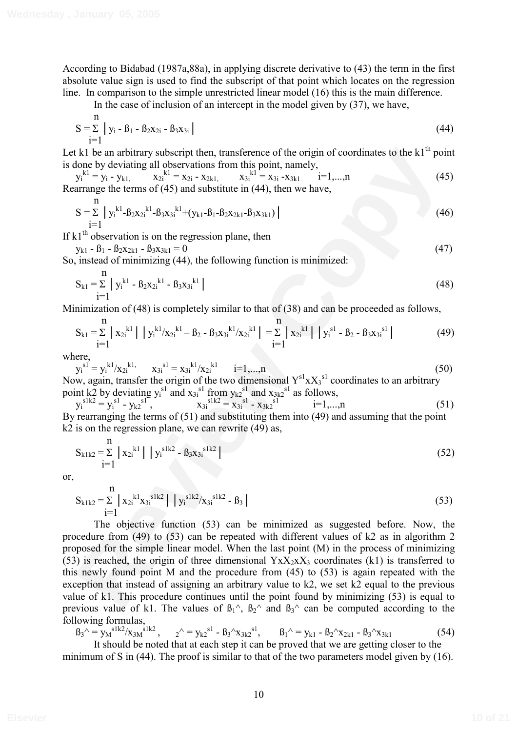According to Bidabad (1987a,88a), in applying discrete derivative to (43) the term in the first absolute value sign is used to find the subscript of that point which locates on the regression line. In comparison to the simple unrestricted linear model (16) this is the main difference.

In the case of inclusion of an intercept in the model given by (37), we have,

$$S = \sum_{i=1}^{n} \left| y_i - \beta_1 - \beta_2 x_{2i} - \beta_3 x_{3i} \right| \tag{44}$$

Let k1 be an arbitrary subscript then, transference of the origin of coordinates to the k1[th] point is done by deviating all observations from this point, namely,

$$y_i^{k1} = y_i - y_{k1}, \qquad x_{2i}^{k1} = x_{2i} - x_{2k1}, \qquad x_{3i}^{k1} = x_{3i} - x_{3k1} \qquad i=1,...,n \tag{45}$$

Rearrange the terms of (45) and substitute in (44), then we have,

$$S = \sum_{i=1}^{n} \left| y_i^{k1} - \beta_2 x_{2i}^{k1} - \beta_3 x_{3i}^{k1} + (y_{k1} - \beta_1 - \beta_2 x_{2k1} - \beta_3 x_{3k1}) \right| \tag{46}$$

If k1[th] observation is on the regression plane, then

$$y_{k1} - \beta_1 - \beta_2 x_{2k1} - \beta_3 x_{3k1} = 0 \tag{47}$$

So, instead of minimizing (44), the following function is minimized:

$$S_{k1} = \sum_{i=1}^{n} \left| y_i^{k1} - \beta_2 x_{2i}^{k1} - \beta_3 x_{3i}^{k1} \right| \tag{48}$$

Minimization of (48) is completely similar to that of (38) and can be proceeded as follows,

$$S_{k1} = \sum_{i=1}^{n} \left| x_{2i}^{k1} \right| \left| y_i^{k1}/x_{2i}^{k1} - \beta_2 - \beta_3 x_{3i}^{k1}/x_{2i}^{k1} \right| = \sum_{i=1}^{n} \left| x_{2i}^{k1} \right| \left| y_i^{s1} - \beta_2 - \beta_3 x_{3i}^{s1} \right| \tag{49}$$

where,

$$y_i^{s1} = y_i^{k1}/x_{2i}^{k1}, \qquad x_{3i}^{s1} = x_{3i}^{k1}/x_{2i}^{k1} \qquad i=1,...,n \tag{50}$$

Now, again, transfer the origin of the two dimensional $Y^{s1} x X_3^{s1}$ coordinates to an arbitrary point k2 by deviating $y_i^{s1}$ and $x_{3i}^{s1}$ from $y_{k2}^{s1}$ and $x_{3k2}^{s1}$ as follows,

$$y_i^{s1k2} = y_i^{s1} - y_{k2}^{s1}, \qquad x_{3i}^{s1k2} = x_{3i}^{s1} - x_{3k2}^{s1} \qquad i=1,...,n \tag{51}$$

By rearranging the terms of (51) and substituting them into (49) and assuming that the point k2 is on the regression plane, we can rewrite (49) as,

$$S_{k1k2} = \sum_{i=1}^{n} \left| x_{2i}^{k1} \right| \left| y_i^{s1k2} - \beta_3 x_{3i}^{s1k2} \right| \tag{52}$$

or,

$$S_{k1k2} = \sum_{i=1}^{n} \left| x_{2i}^{k1} x_{3i}^{s1k2} \right| \left| y_i^{s1k2}/x_{3i}^{s1k2} - \beta_3 \right| \tag{53}$$

The objective function (53) can be minimized as suggested before. Now, the procedure from (49) to (53) can be repeated with different values of k2 as in algorithm 2 proposed for the simple linear model. When the last point (M) in the process of minimizing (53) is reached, the origin of three dimensional $YxX_2xX_3$ coordinates (k1) is transferred to this newly found point M and the procedure from (45) to (53) is again repeated with the exception that instead of assigning an arbitrary value to k2, we set k2 equal to the previous value of k1. This procedure continues until the point found by minimizing (53) is equal to previous value of k1. The values of $\beta_1$^, $\beta_2$^ and $\beta_3$^ can be computed according to the following formulas,

$$\beta_3\hat{} = y_M^{s1k2}/x_{3M}^{s1k2}, \qquad {}_2\hat{} = y_{k2}^{s1} - \beta_3\hat{}\, x_{3k2}^{s1}, \qquad \beta_1\hat{} = y_{k1} - \beta_2\hat{}\, x_{2k1} - \beta_3\hat{}\, x_{3k1} \tag{54}$$

It should be noted that at each step it can be proved that we are getting closer to the minimum of S in (44). The proof is similar to that of the two parameters model given by (16).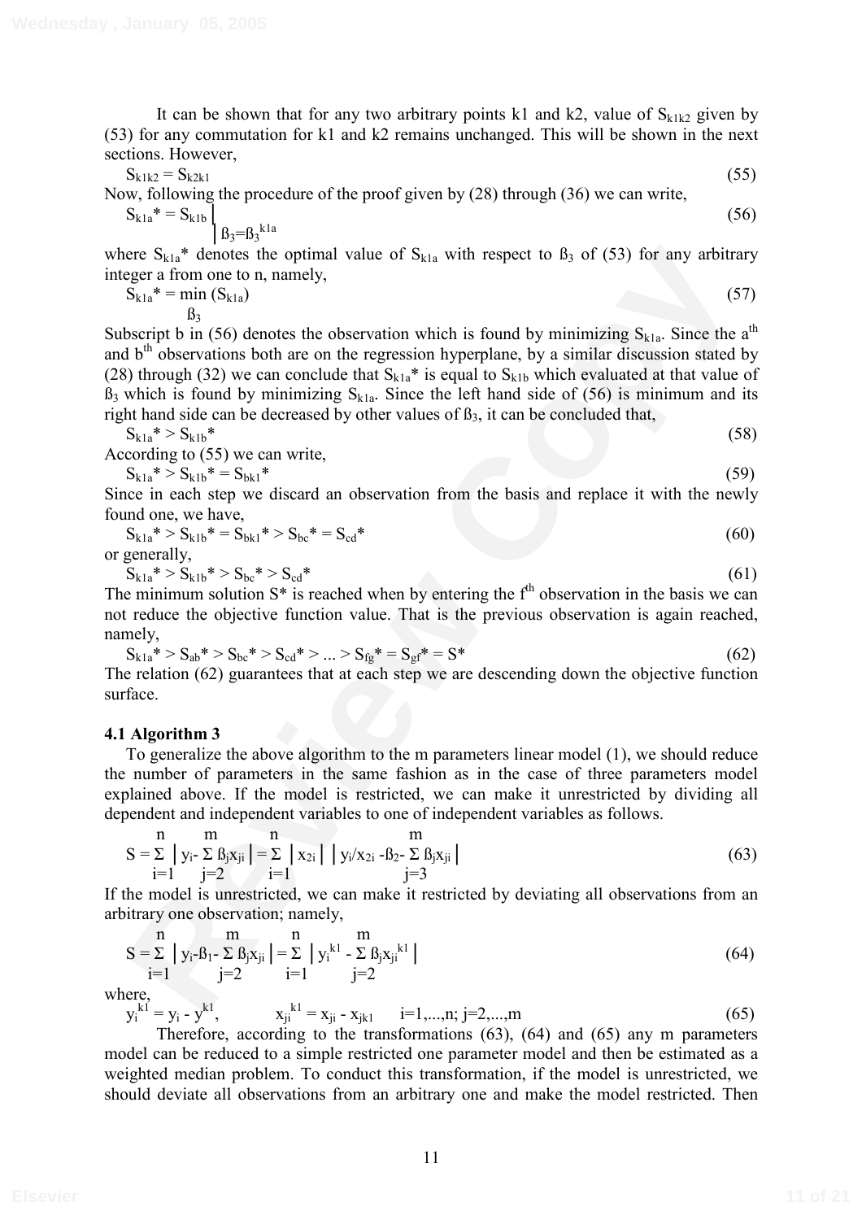It can be shown that for any two arbitrary points k1 and k2, value of $S_{k1k2}$ given by (53) for any commutation for k1 and k2 remains unchanged. This will be shown in the next sections. However,

$$S_{k1k2} = S_{k2k1} \tag{55}$$

Now, following the procedure of the proof given by (28) through (36) we can write,

$$S_{k1a}^* = S_{k1b}\Big|_{ß_3=ß_3^{k1a}} \tag{56}$$

where $S_{k1a}^*$ denotes the optimal value of $S_{k1a}$ with respect to $ß_3$ of (53) for any arbitrary integer a from one to n, namely,

$$S_{k1a}^* = \min_{ß_3} (S_{k1a}) \tag{57}$$

Subscript b in (56) denotes the observation which is found by minimizing $S_{k1a}$. Since the a[th] and b[th] observations both are on the regression hyperplane, by a similar discussion stated by (28) through (32) we can conclude that $S_{k1a}^*$ is equal to $S_{k1b}$ which evaluated at that value of $ß_3$ which is found by minimizing $S_{k1a}$. Since the left hand side of (56) is minimum and its right hand side can be decreased by other values of $ß_3$, it can be concluded that,

$$S_{k1a}^* > S_{k1b}^* \tag{58}$$

According to (55) we can write,

$$S_{k1a}^* > S_{k1b}^* = S_{bk1}^* \tag{59}$$

Since in each step we discard an observation from the basis and replace it with the newly found one, we have,

$$S_{k1a}^* > S_{k1b}^* = S_{bk1}^* > S_{bc}^* = S_{cd}^* \tag{60}$$

or generally,

$$S_{k1a}^* > S_{k1b}^* > S_{bc}^* > S_{cd}^* \tag{61}$$

The minimum solution $S^*$ is reached when by entering the f[th] observation in the basis we can not reduce the objective function value. That is the previous observation is again reached, namely,

$$S_{k1a}^* > S_{ab}^* > S_{bc}^* > S_{cd}^* > ... > S_{fg}^* = S_{gf}^* = S^* \tag{62}$$

The relation (62) guarantees that at each step we are descending down the objective function surface.

### 4.1 Algorithm 3

To generalize the above algorithm to the m parameters linear model (1), we should reduce the number of parameters in the same fashion as in the case of three parameters model explained above. If the model is restricted, we can make it unrestricted by dividing all dependent and independent variables to one of independent variables as follows.

$$S = \sum_{i=1}^{n} \Big| y_i - \sum_{j=2}^{m} ß_j x_{ji} \Big| = \sum_{i=1}^{n} \big| x_{2i} \big| \Big| y_i/x_{2i} - ß_2 - \sum_{j=3}^{m} ß_j x_{ji} \Big| \tag{63}$$

If the model is unrestricted, we can make it restricted by deviating all observations from an arbitrary one observation; namely,

$$S = \sum_{i=1}^{n} \Big| y_i - ß_1 - \sum_{j=2}^{m} ß_j x_{ji} \Big| = \sum_{i=1}^{n} \Big| y_i^{k1} - \sum_{j=2}^{m} ß_j x_{ji}^{k1} \Big| \tag{64}$$

where,

$$y_i^{k1} = y_i - y^{k1}, \qquad x_{ji}^{k1} = x_{ji} - x_{jk1} \qquad i=1,...,n;\ j=2,...,m \tag{65}$$

Therefore, according to the transformations (63), (64) and (65) any m parameters model can be reduced to a simple restricted one parameter model and then be estimated as a weighted median problem. To conduct this transformation, if the model is unrestricted, we should deviate all observations from an arbitrary one and make the model restricted. Then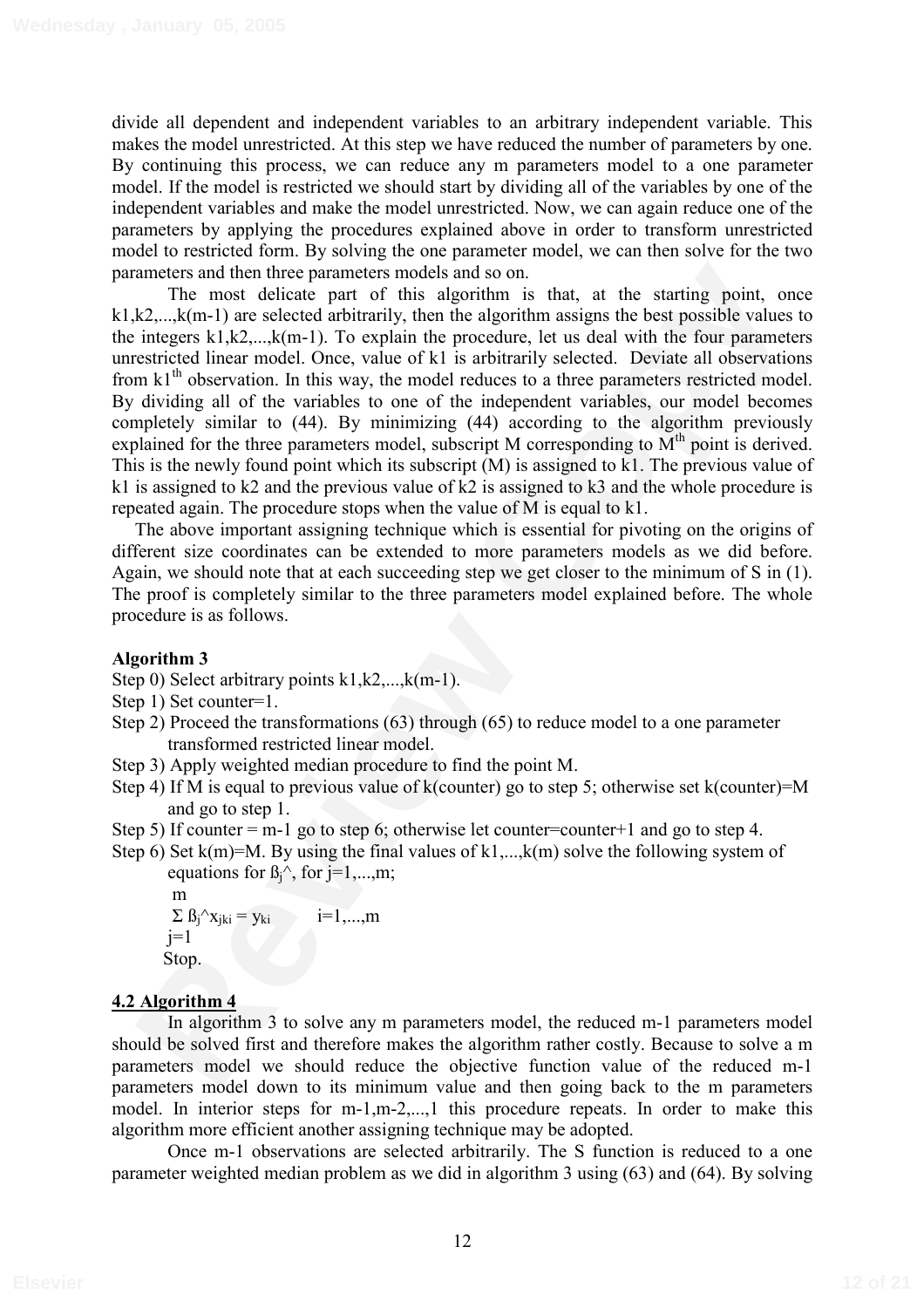divide all dependent and independent variables to an arbitrary independent variable. This makes the model unrestricted. At this step we have reduced the number of parameters by one. By continuing this process, we can reduce any m parameters model to a one parameter model. If the model is restricted we should start by dividing all of the variables by one of the independent variables and make the model unrestricted. Now, we can again reduce one of the parameters by applying the procedures explained above in order to transform unrestricted model to restricted form. By solving the one parameter model, we can then solve for the two parameters and then three parameters models and so on.

The most delicate part of this algorithm is that, at the starting point, once $k1,k2,...,k(m-1)$ are selected arbitrarily, then the algorithm assigns the best possible values to the integers $k1,k2,...,k(m-1)$. To explain the procedure, let us deal with the four parameters unrestricted linear model. Once, value of k1 is arbitrarily selected. Deviate all observations from $k1^{th}$ observation. In this way, the model reduces to a three parameters restricted model. By dividing all of the variables to one of the independent variables, our model becomes completely similar to (44). By minimizing (44) according to the algorithm previously explained for the three parameters model, subscript M corresponding to $M^{th}$ point is derived. This is the newly found point which its subscript (M) is assigned to k1. The previous value of k1 is assigned to k2 and the previous value of k2 is assigned to k3 and the whole procedure is repeated again. The procedure stops when the value of M is equal to k1.

The above important assigning technique which is essential for pivoting on the origins of different size coordinates can be extended to more parameters models as we did before. Again, we should note that at each succeeding step we get closer to the minimum of S in (1). The proof is completely similar to the three parameters model explained before. The whole procedure is as follows.

**Algorithm 3**

Step 0) Select arbitrary points $k1,k2,...,k(m-1)$.

Step 1) Set counter=1.

Step 2) Proceed the transformations (63) through (65) to reduce model to a one parameter transformed restricted linear model.

Step 3) Apply weighted median procedure to find the point M.

Step 4) If M is equal to previous value of k(counter) go to step 5; otherwise set k(counter)=M and go to step 1.

Step 5) If counter = m-1 go to step 6; otherwise let counter=counter+1 and go to step 4.

Step 6) Set k(m)=M. By using the final values of $k1,...,k(m)$ solve the following system of equations for $\hat{\beta}_j$, for $j=1,...,m$;

$$\sum_{j=1}^{m} \hat{\beta}_j x_{jki} = y_{ki} \qquad i=1,...,m$$

Stop.

## 4.2 Algorithm 4

In algorithm 3 to solve any m parameters model, the reduced m-1 parameters model should be solved first and therefore makes the algorithm rather costly. Because to solve a m parameters model we should reduce the objective function value of the reduced m-1 parameters model down to its minimum value and then going back to the m parameters model. In interior steps for $m-1,m-2,...,1$ this procedure repeats. In order to make this algorithm more efficient another assigning technique may be adopted.

Once m-1 observations are selected arbitrarily. The S function is reduced to a one parameter weighted median problem as we did in algorithm 3 using (63) and (64). By solving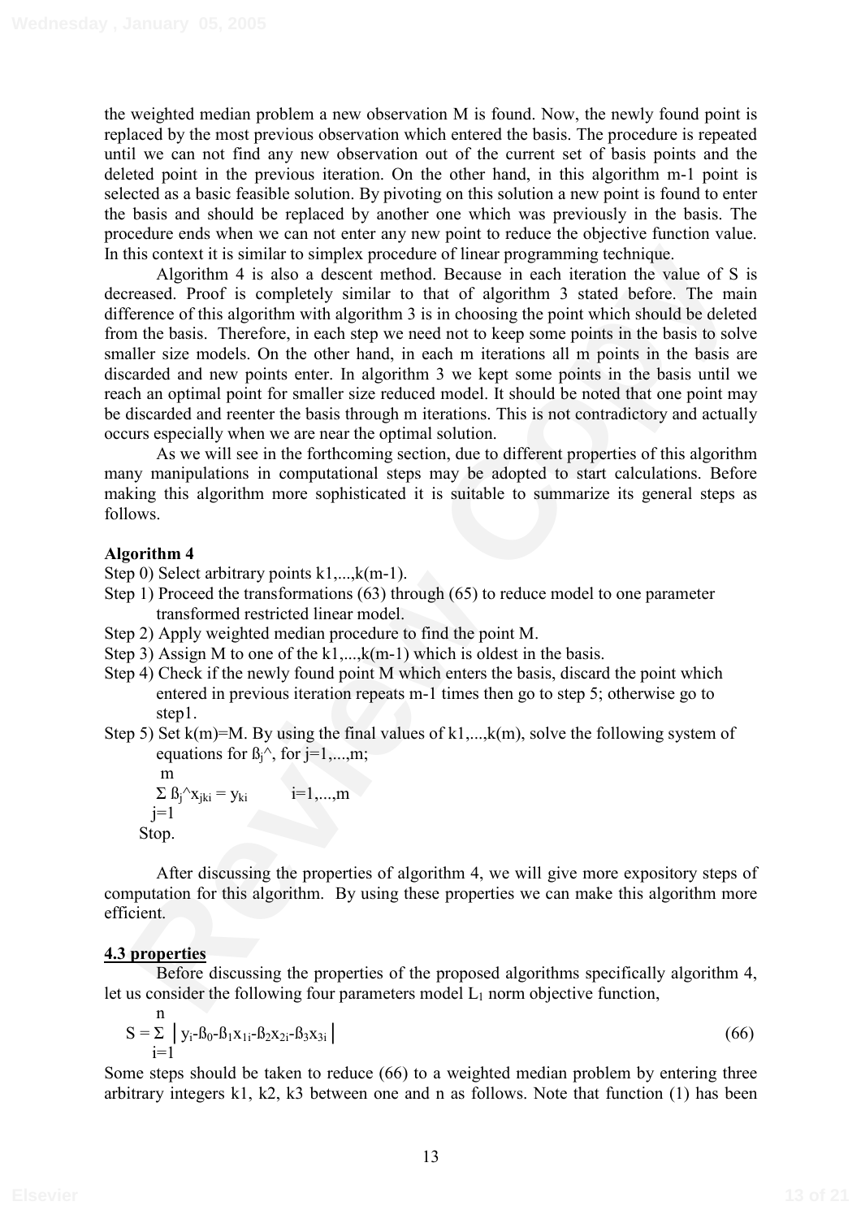the weighted median problem a new observation M is found. Now, the newly found point is replaced by the most previous observation which entered the basis. The procedure is repeated until we can not find any new observation out of the current set of basis points and the deleted point in the previous iteration. On the other hand, in this algorithm m-1 point is selected as a basic feasible solution. By pivoting on this solution a new point is found to enter the basis and should be replaced by another one which was previously in the basis. The procedure ends when we can not enter any new point to reduce the objective function value. In this context it is similar to simplex procedure of linear programming technique.

Algorithm 4 is also a descent method. Because in each iteration the value of S is decreased. Proof is completely similar to that of algorithm 3 stated before. The main difference of this algorithm with algorithm 3 is in choosing the point which should be deleted from the basis. Therefore, in each step we need not to keep some points in the basis to solve smaller size models. On the other hand, in each m iterations all m points in the basis are discarded and new points enter. In algorithm 3 we kept some points in the basis until we reach an optimal point for smaller size reduced model. It should be noted that one point may be discarded and reenter the basis through m iterations. This is not contradictory and actually occurs especially when we are near the optimal solution.

As we will see in the forthcoming section, due to different properties of this algorithm many manipulations in computational steps may be adopted to start calculations. Before making this algorithm more sophisticated it is suitable to summarize its general steps as follows.

**Algorithm 4**

Step 0) Select arbitrary points k1,...,k(m-1).

Step 1) Proceed the transformations (63) through (65) to reduce model to one parameter transformed restricted linear model.

Step 2) Apply weighted median procedure to find the point M.

Step 3) Assign M to one of the k1,...,k(m-1) which is oldest in the basis.

Step 4) Check if the newly found point M which enters the basis, discard the point which entered in previous iteration repeats m-1 times then go to step 5; otherwise go to step1.

Step 5) Set k(m)=M. By using the final values of k1,...,k(m), solve the following system of equations for $\hat{\beta}_j$, for j=1,...,m;

$$\sum_{j=1}^{m} \hat{\beta}_j x_{jk_i} = y_{k_i} \qquad i=1,...,m$$

Stop.

After discussing the properties of algorithm 4, we will give more expository steps of computation for this algorithm. By using these properties we can make this algorithm more efficient.

## 4.3 properties

Before discussing the properties of the proposed algorithms specifically algorithm 4, let us consider the following four parameters model $L_1$ norm objective function,

$$S = \sum_{i=1}^{n} \left| y_i - \beta_0 - \beta_1 x_{1i} - \beta_2 x_{2i} - \beta_3 x_{3i} \right| \qquad (66)$$

Some steps should be taken to reduce (66) to a weighted median problem by entering three arbitrary integers k1, k2, k3 between one and n as follows. Note that function (1) has been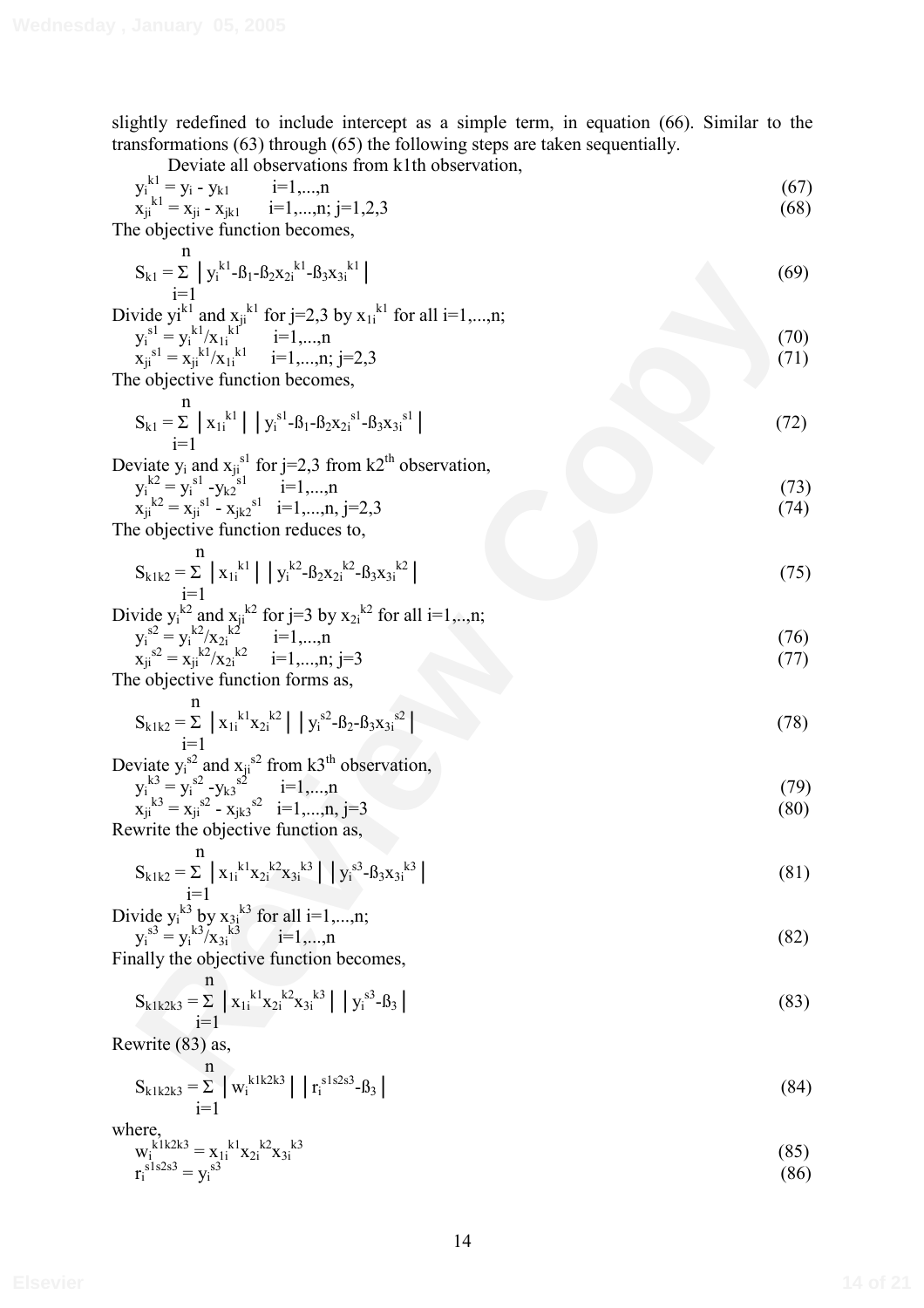slightly redefined to include intercept as a simple term, in equation (66). Similar to the transformations (63) through (65) the following steps are taken sequentially.

Deviate all observations from k1th observation,

$$y_i^{k1} = y_i - y_{k1} \qquad i=1,...,n \tag{67}$$

$$x_{ji}^{k1} = x_{ji} - x_{jk1} \qquad i=1,...,n;\ j=1,2,3 \tag{68}$$

The objective function becomes,

$$S_{k1} = \sum_{i=1}^{n} \left| y_i^{k1} - \beta_1 - \beta_2 x_{2i}^{k1} - \beta_3 x_{3i}^{k1} \right| \tag{69}$$

Divide $y_i^{k1}$ and $x_{ji}^{k1}$ for j=2,3 by $x_{1i}^{k1}$ for all i=1,...,n;

$$y_i^{s1} = y_i^{k1}/x_{1i}^{k1} \qquad i=1,...,n \tag{70}$$

$$x_{ji}^{s1} = x_{ji}^{k1}/x_{1i}^{k1} \qquad i=1,...,n;\ j=2,3 \tag{71}$$

The objective function becomes,

$$S_{k1} = \sum_{i=1}^{n} \left| x_{1i}^{k1} \right| \left| y_i^{s1} - \beta_1 - \beta_2 x_{2i}^{s1} - \beta_3 x_{3i}^{s1} \right| \tag{72}$$

Deviate $y_i$ and $x_{ji}^{s1}$ for j=2,3 from k2[th] observation,

$$y_i^{k2} = y_i^{s1} - y_{k2}^{s1} \qquad i=1,...,n \tag{73}$$

$$x_{ji}^{k2} = x_{ji}^{s1} - x_{jk2}^{s1} \qquad i=1,...,n,\ j=2,3 \tag{74}$$

The objective function reduces to,

$$S_{k1k2} = \sum_{i=1}^{n} \left| x_{1i}^{k1} \right| \left| y_i^{k2} - \beta_2 x_{2i}^{k2} - \beta_3 x_{3i}^{k2} \right| \tag{75}$$

Divide $y_i^{k2}$ and $x_{ji}^{k2}$ for j=3 by $x_{2i}^{k2}$ for all i=1,..,n;

$$y_i^{s2} = y_i^{k2}/x_{2i}^{k2} \qquad i=1,...,n \tag{76}$$

$$x_{ji}^{s2} = x_{ji}^{k2}/x_{2i}^{k2} \qquad i=1,...,n;\ j=3 \tag{77}$$

The objective function forms as,

$$S_{k1k2} = \sum_{i=1}^{n} \left| x_{1i}^{k1} x_{2i}^{k2} \right| \left| y_i^{s2} - \beta_2 - \beta_3 x_{3i}^{s2} \right| \tag{78}$$

Deviate $y_i^{s2}$ and $x_{ji}^{s2}$ from k3[th] observation,

$$y_i^{k3} = y_i^{s2} - y_{k3}^{s2} \qquad i=1,...,n \tag{79}$$

$$x_{ji}^{k3} = x_{ji}^{s2} - x_{jk3}^{s2} \qquad i=1,...,n,\ j=3 \tag{80}$$

Rewrite the objective function as,

$$S_{k1k2} = \sum_{i=1}^{n} \left| x_{1i}^{k1} x_{2i}^{k2} x_{3i}^{k3} \right| \left| y_i^{s3} - \beta_3 x_{3i}^{k3} \right| \tag{81}$$

Divide $y_i^{k3}$ by $x_{3i}^{k3}$ for all i=1,...,n;

$$y_i^{s3} = y_i^{k3}/x_{3i}^{k3} \qquad i=1,...,n \tag{82}$$

Finally the objective function becomes,

$$S_{k1k2k3} = \sum_{i=1}^{n} \left| x_{1i}^{k1} x_{2i}^{k2} x_{3i}^{k3} \right| \left| y_i^{s3} - \beta_3 \right| \tag{83}$$

Rewrite (83) as,

$$S_{k1k2k3} = \sum_{i=1}^{n} \left| w_i^{k1k2k3} \right| \left| r_i^{s1s2s3} - \beta_3 \right| \tag{84}$$

where,

$$w_i^{k1k2k3} = x_{1i}^{k1} x_{2i}^{k2} x_{3i}^{k3} \tag{85}$$

$$r_i^{s1s2s3} = y_i^{s3} \tag{86}$$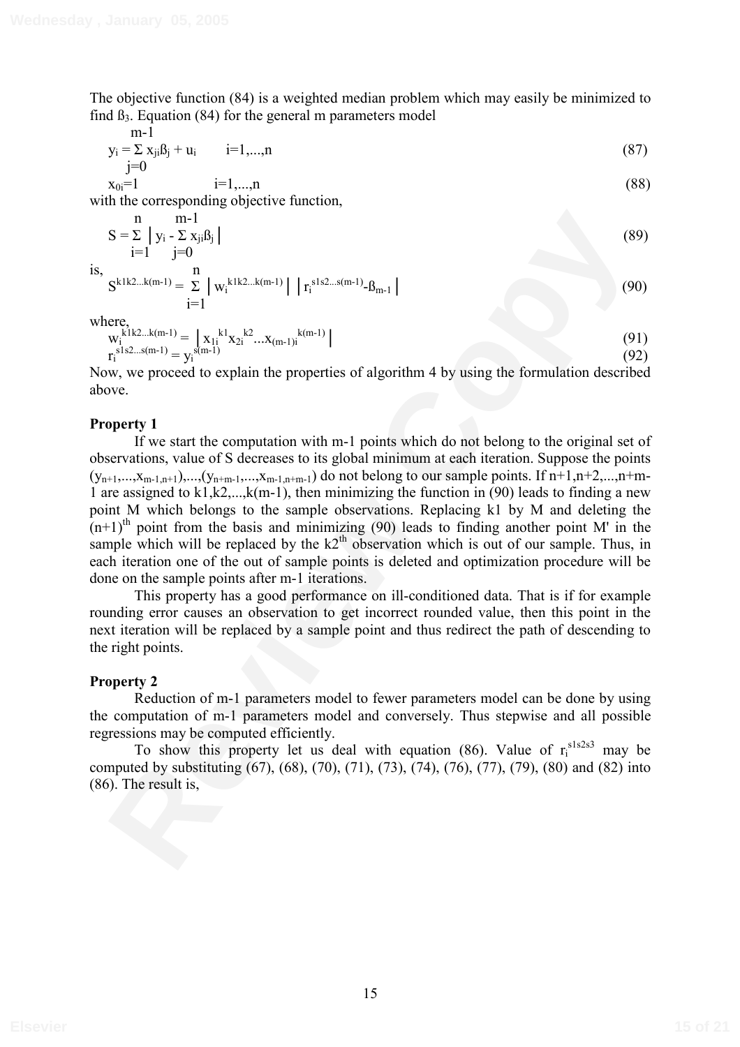The objective function (84) is a weighted median problem which may easily be minimized to find $ß_3$. Equation (84) for the general m parameters model

$$y_i = \sum_{j=0}^{m-1} x_{ji}ß_j + u_i \qquad i=1,...,n \tag{87}$$

$$x_{0i}=1 \qquad i=1,...,n \tag{88}$$

with the corresponding objective function,

$$S = \sum_{i=1}^{n} \left| y_i - \sum_{j=0}^{m-1} x_{ji}ß_j \right| \tag{89}$$

is,

$$S^{k1k2...k(m-1)} = \sum_{i=1}^{n} \left| w_i^{k1k2...k(m-1)} \right| \left| r_i^{s1s2...s(m-1)} - ß_{m-1} \right| \tag{90}$$

where,

$$w_i^{k1k2...k(m-1)} = \left| x_{1i}^{\ k1} x_{2i}^{\ k2} ... x_{(m-1)i}^{\ k(m-1)} \right| \tag{91}$$

$$r_i^{s1s2...s(m-1)} = y_i^{s(m-1)} \tag{92}$$

Now, we proceed to explain the properties of algorithm 4 by using the formulation described above.

**Property 1**

If we start the computation with m-1 points which do not belong to the original set of observations, value of S decreases to its global minimum at each iteration. Suppose the points $(y_{n+1},...,x_{m-1,n+1}),...,(y_{n+m-1},...,x_{m-1,n+m-1})$ do not belong to our sample points. If n+1,n+2,...,n+m-1 are assigned to k1,k2,...,k(m-1), then minimizing the function in (90) leads to finding a new point M which belongs to the sample observations. Replacing k1 by M and deleting the $(n+1)^{th}$ point from the basis and minimizing (90) leads to finding another point M' in the sample which will be replaced by the $k2^{th}$ observation which is out of our sample. Thus, in each iteration one of the out of sample points is deleted and optimization procedure will be done on the sample points after m-1 iterations.

This property has a good performance on ill-conditioned data. That is if for example rounding error causes an observation to get incorrect rounded value, then this point in the next iteration will be replaced by a sample point and thus redirect the path of descending to the right points.

**Property 2**

Reduction of m-1 parameters model to fewer parameters model can be done by using the computation of m-1 parameters model and conversely. Thus stepwise and all possible regressions may be computed efficiently.

To show this property let us deal with equation (86). Value of $r_i^{s1s2s3}$ may be computed by substituting (67), (68), (70), (71), (73), (74), (76), (77), (79), (80) and (82) into (86). The result is,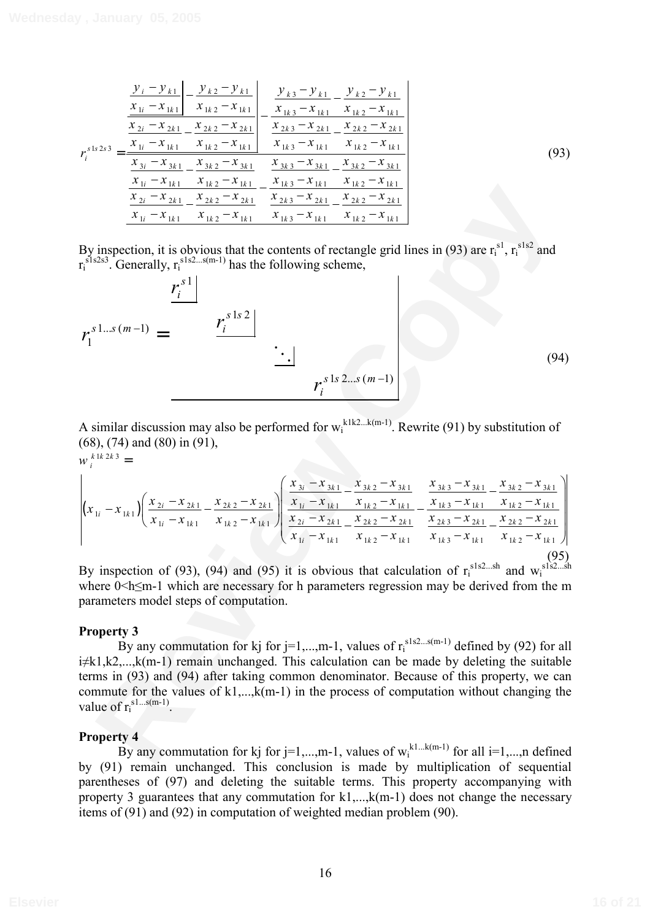$$
r_i^{s1s2s3} = \frac{\dfrac{\dfrac{y_i - y_{k1}}{x_{1i} - x_{1k1}} - \dfrac{y_{k2} - y_{k1}}{x_{1k2} - x_{1k1}}}{\dfrac{x_{2i} - x_{2k1}}{x_{1i} - x_{1k1}} - \dfrac{x_{2k2} - x_{2k1}}{x_{1k2} - x_{1k1}}} - \dfrac{\dfrac{y_{k3} - y_{k1}}{x_{1k3} - x_{1k1}} - \dfrac{y_{k2} - y_{k1}}{x_{1k2} - x_{1k1}}}{\dfrac{x_{2k3} - x_{2k1}}{x_{1k3} - x_{1k1}} - \dfrac{x_{2k2} - x_{2k1}}{x_{1k2} - x_{1k1}}}}{\dfrac{\dfrac{x_{3i} - x_{3k1}}{x_{1i} - x_{1k1}} - \dfrac{x_{3k2} - x_{3k1}}{x_{1k2} - x_{1k1}}}{\dfrac{x_{2i} - x_{2k1}}{x_{1i} - x_{1k1}} - \dfrac{x_{2k2} - x_{2k1}}{x_{1k2} - x_{1k1}}} - \dfrac{\dfrac{x_{3k3} - x_{3k1}}{x_{1k3} - x_{1k1}} - \dfrac{x_{3k2} - x_{3k1}}{x_{1k2} - x_{1k1}}}{\dfrac{x_{2k3} - x_{2k1}}{x_{1k3} - x_{1k1}} - \dfrac{x_{2k2} - x_{2k1}}{x_{1k2} - x_{1k1}}}} \tag{93}
$$

By inspection, it is obvious that the contents of rectangle grid lines in (93) are $r_i^{s1}$, $r_i^{s1s2}$ and $r_i^{s1s2s3}$. Generally, $r_i^{s1s2...s(m-1)}$ has the following scheme,

$$
r_1^{s1...s(m-1)} = \frac{\boxed{\begin{matrix} r_i^{s1} & & & \\ & r_i^{s1s2} & & \\ & & \ddots & \\ & & & r_i^{s1s2...s(m-1)} \end{matrix}}}{\phantom{x}} \tag{94}
$$

A similar discussion may also be performed for $w_i^{k1k2...k(m-1)}$. Rewrite (91) by substitution of (68), (74) and (80) in (91),

$$
w_i^{k1k2k3} = \left| \left(x_{1i} - x_{1k1}\right)\left(\frac{x_{2i} - x_{2k1}}{x_{1i} - x_{1k1}} - \frac{x_{2k2} - x_{2k1}}{x_{1k2} - x_{1k1}}\right)\left(\frac{\dfrac{x_{3i} - x_{3k1}}{x_{1i} - x_{1k1}} - \dfrac{x_{3k2} - x_{3k1}}{x_{1k2} - x_{1k1}}}{\dfrac{x_{2i} - x_{2k1}}{x_{1i} - x_{1k1}} - \dfrac{x_{2k2} - x_{2k1}}{x_{1k2} - x_{1k1}}} - \frac{\dfrac{x_{3k3} - x_{3k1}}{x_{1k3} - x_{1k1}} - \dfrac{x_{3k2} - x_{3k1}}{x_{1k2} - x_{1k1}}}{\dfrac{x_{2k3} - x_{2k1}}{x_{1k3} - x_{1k1}} - \dfrac{x_{2k2} - x_{2k1}}{x_{1k2} - x_{1k1}}}\right) \right| \tag{95}
$$

By inspection of (93), (94) and (95) it is obvious that calculation of $r_i^{s1s2...sh}$ and $w_i^{s1s2...sh}$ where $0<h\leq m-1$ which are necessary for h parameters regression may be derived from the m parameters model steps of computation.

**Property 3**

By any commutation for kj for j=1,...,m-1, values of $r_i^{s1s2...s(m-1)}$ defined by (92) for all $i\neq k1,k2,...,k(m-1)$ remain unchanged. This calculation can be made by deleting the suitable terms in (93) and (94) after taking common denominator. Because of this property, we can commute for the values of k1,...,k(m-1) in the process of computation without changing the value of $r_i^{s1...s(m-1)}$.

**Property 4**

By any commutation for kj for j=1,...,m-1, values of $w_i^{k1...k(m-1)}$ for all i=1,...,n defined by (91) remain unchanged. This conclusion is made by multiplication of sequential parentheses of (97) and deleting the suitable terms. This property accompanying with property 3 guarantees that any commutation for k1,...,k(m-1) does not change the necessary items of (91) and (92) in computation of weighted median problem (90).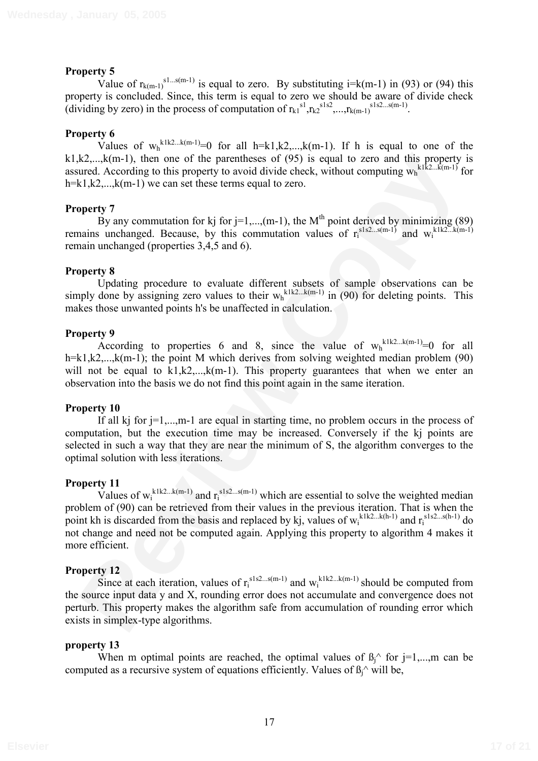**Property 5**

Value of $r_{k(m-1)}^{s1...s(m-1)}$ is equal to zero. By substituting $i=k(m-1)$ in (93) or (94) this property is concluded. Since, this term is equal to zero we should be aware of divide check (dividing by zero) in the process of computation of $r_{k1}^{s1}, r_{k2}^{s1s2}, ..., r_{k(m-1)}^{s1s2...s(m-1)}$.

**Property 6**

Values of $w_h^{k1k2...k(m-1)}=0$ for all $h=k1,k2,...,k(m-1)$. If h is equal to one of the $k1,k2,...,k(m-1)$, then one of the parentheses of (95) is equal to zero and this property is assured. According to this property to avoid divide check, without computing $w_h^{k1k2...k(m-1)}$ for $h=k1,k2,...,k(m-1)$ we can set these terms equal to zero.

**Property 7**

By any commutation for kj for $j=1,...,(m-1)$, the $M^{th}$ point derived by minimizing (89) remains unchanged. Because, by this commutation values of $r_i^{s1s2...s(m-1)}$ and $w_i^{k1k2...k(m-1)}$ remain unchanged (properties 3,4,5 and 6).

**Property 8**

Updating procedure to evaluate different subsets of sample observations can be simply done by assigning zero values to their $w_h^{k1k2...k(m-1)}$ in (90) for deleting points. This makes those unwanted points h's be unaffected in calculation.

**Property 9**

According to properties 6 and 8, since the value of $w_h^{k1k2...k(m-1)}=0$ for all $h=k1,k2,...,k(m-1)$; the point M which derives from solving weighted median problem (90) will not be equal to $k1,k2,...,k(m-1)$. This property guarantees that when we enter an observation into the basis we do not find this point again in the same iteration.

**Property 10**

If all kj for $j=1,...,m-1$ are equal in starting time, no problem occurs in the process of computation, but the execution time may be increased. Conversely if the kj points are selected in such a way that they are near the minimum of S, the algorithm converges to the optimal solution with less iterations.

**Property 11**

Values of $w_i^{k1k2...k(m-1)}$ and $r_i^{s1s2...s(m-1)}$ which are essential to solve the weighted median problem of (90) can be retrieved from their values in the previous iteration. That is when the point kh is discarded from the basis and replaced by kj, values of $w_i^{k1k2...k(h-1)}$ and $r_i^{s1s2...s(h-1)}$ do not change and need not be computed again. Applying this property to algorithm 4 makes it more efficient.

**Property 12**

Since at each iteration, values of $r_i^{s1s2...s(m-1)}$ and $w_i^{k1k2...k(m-1)}$ should be computed from the source input data y and X, rounding error does not accumulate and convergence does not perturb. This property makes the algorithm safe from accumulation of rounding error which exists in simplex-type algorithms.

**property 13**

When m optimal points are reached, the optimal values of $\hat{\beta}_j$ for $j=1,...,m$ can be computed as a recursive system of equations efficiently. Values of $\hat{\beta}_j$ will be,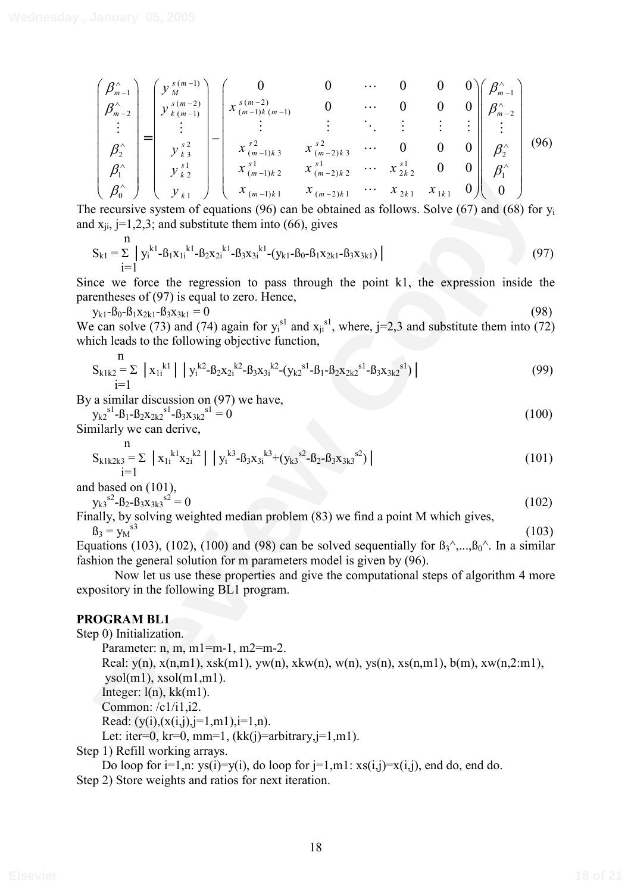$$
\begin{pmatrix} \beta^{\wedge}_{m-1} \\ \beta^{\wedge}_{m-2} \\ \vdots \\ \beta^{\wedge}_{2} \\ \beta^{\wedge}_{1} \\ \beta^{\wedge}_{0} \end{pmatrix} = \begin{pmatrix} y_M^{s(m-1)} \\ y_{k(m-1)}^{s(m-2)} \\ \vdots \\ y_{k3}^{s2} \\ y_{k2}^{s1} \\ y_{k1} \end{pmatrix} - \begin{pmatrix} 0 & 0 & \cdots & 0 & 0 & 0 \\ x^{s(m-2)}_{(m-1)k(m-1)} & 0 & \cdots & 0 & 0 & 0 \\ \vdots & \vdots & \ddots & \vdots & \vdots & \vdots \\ x^{s2}_{(m-1)k3} & x^{s2}_{(m-2)k3} & \cdots & 0 & 0 & 0 \\ x^{s1}_{(m-1)k2} & x^{s1}_{(m-2)k2} & \cdots & x^{s1}_{2k2} & 0 & 0 \\ x_{(m-1)k1} & x_{(m-2)k1} & \cdots & x_{2k1} & x_{1k1} & 0 \end{pmatrix} \begin{pmatrix} \beta^{\wedge}_{m-1} \\ \beta^{\wedge}_{m-2} \\ \vdots \\ \beta^{\wedge}_{2} \\ \beta^{\wedge}_{1} \\ 0 \end{pmatrix} \quad (96)
$$

The recursive system of equations (96) can be obtained as follows. Solve (67) and (68) for $y_i$ and $x_{ji}$, j=1,2,3; and substitute them into (66), gives

$$S_{k1} = \sum_{i=1}^{n} \left| y_i^{k1} - ß_1 x_{1i}^{k1} - ß_2 x_{2i}^{k1} - ß_3 x_{3i}^{k1} - (y_{k1} - ß_0 - ß_1 x_{2k1} - ß_3 x_{3k1}) \right| \quad (97)$$

Since we force the regression to pass through the point k1, the expression inside the parentheses of (97) is equal to zero. Hence,

$$y_{k1} - ß_0 - ß_1 x_{2k1} - ß_3 x_{3k1} = 0 \quad (98)$$

We can solve (73) and (74) again for $y_i^{s1}$ and $x_{ji}^{s1}$, where, j=2,3 and substitute them into (72) which leads to the following objective function,

$$S_{k1k2} = \sum_{i=1}^{n} \left| x_{1i}^{k1} \right| \left| y_i^{k2} - ß_2 x_{2i}^{k2} - ß_3 x_{3i}^{k2} - (y_{k2}^{s1} - ß_1 - ß_2 x_{2k2}^{s1} - ß_3 x_{3k2}^{s1}) \right| \quad (99)$$

By a similar discussion on (97) we have,

$$y_{k2}^{s1} - ß_1 - ß_2 x_{2k2}^{s1} - ß_3 x_{3k2}^{s1} = 0 \quad (100)$$

Similarly we can derive,

$$S_{k1k2k3} = \sum_{i=1}^{n} \left| x_{1i}^{k1} x_{2i}^{k2} \right| \left| y_i^{k3} - ß_3 x_{3i}^{k3} + (y_{k3}^{s2} - ß_2 - ß_3 x_{3k3}^{s2}) \right| \quad (101)$$

and based on (101),

$$y_{k3}^{s2} - ß_2 - ß_3 x_{3k3}^{s2} = 0 \quad (102)$$

Finally, by solving weighted median problem (83) we find a point M which gives,

$$ß_3 = y_M^{s3} \quad (103)$$

Equations (103), (102), (100) and (98) can be solved sequentially for $ß_3^\wedge,\ldots,ß_0^\wedge$. In a similar fashion the general solution for m parameters model is given by (96).

Now let us use these properties and give the computational steps of algorithm 4 more expository in the following BL1 program.

**PROGRAM BL1**

Step 0) Initialization.

Parameter: n, m, m1=m-1, m2=m-2.

Real: y(n), x(n,m1), xsk(m1), yw(n), xkw(n), w(n), ys(n), xs(n,m1), b(m), xw(n,2:m1), ysol(m1), xsol(m1,m1).

Integer: l(n), kk(m1).

Common: /c1/i1,i2.

Read: (y(i),(x(i,j),j=1,m1),i=1,n).

Let: iter=0, kr=0, mm=1, (kk(j)=arbitrary,j=1,m1).

Step 1) Refill working arrays.

Do loop for i=1,n: ys(i)=y(i), do loop for j=1,m1: xs(i,j)=x(i,j), end do, end do.

Step 2) Store weights and ratios for next iteration.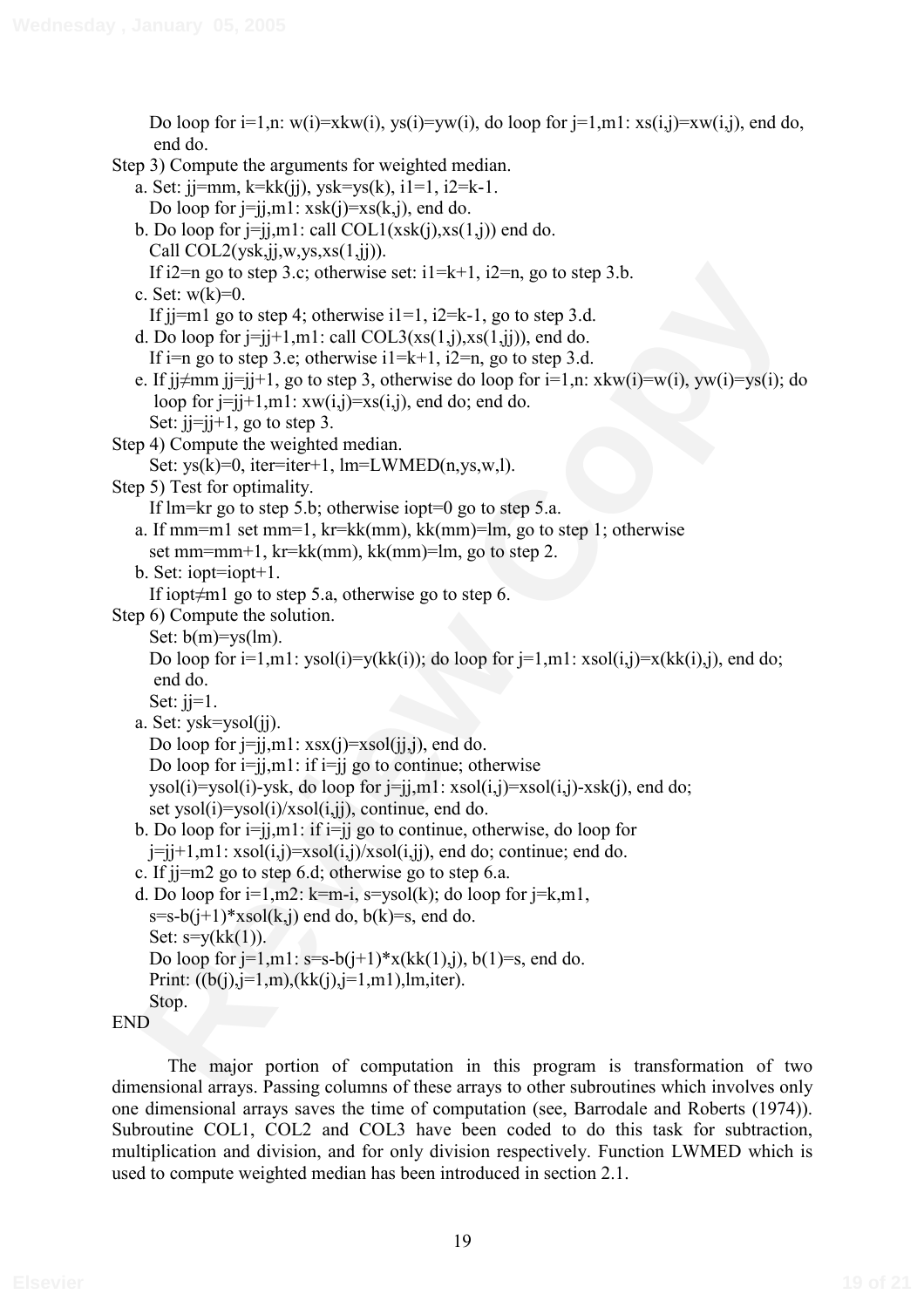Do loop for i=1,n: w(i)=xkw(i), ys(i)=yw(i), do loop for j=1,m1: xs(i,j)=xw(i,j), end do, end do.

Step 3) Compute the arguments for weighted median.

a. Set: jj=mm, k=kk(jj), ysk=ys(k), i1=1, i2=k-1.
   Do loop for j=jj,m1: xsk(j)=xs(k,j), end do.

b. Do loop for j=jj,m1: call COL1(xsk(j),xs(1,j)) end do.
   Call COL2(ysk,jj,w,ys,xs(1,jj)).
   If i2=n go to step 3.c; otherwise set: i1=k+1, i2=n, go to step 3.b.

c. Set: w(k)=0.
   If jj=m1 go to step 4; otherwise i1=1, i2=k-1, go to step 3.d.

d. Do loop for j=jj+1,m1: call COL3(xs(1,j),xs(1,jj)), end do.
   If i=n go to step 3.e; otherwise i1=k+1, i2=n, go to step 3.d.

e. If jj≠mm jj=jj+1, go to step 3, otherwise do loop for i=1,n: xkw(i)=w(i), yw(i)=ys(i); do loop for j=jj+1,m1: xw(i,j)=xs(i,j), end do; end do.
   Set: jj=jj+1, go to step 3.

Step 4) Compute the weighted median.

Set: ys(k)=0, iter=iter+1, lm=LWMED(n,ys,w,l).

Step 5) Test for optimality.

If lm=kr go to step 5.b; otherwise iopt=0 go to step 5.a.

a. If mm=m1 set mm=1, kr=kk(mm), kk(mm)=lm, go to step 1; otherwise set mm=mm+1, kr=kk(mm), kk(mm)=lm, go to step 2.

b. Set: iopt=iopt+1.
   If iopt≠m1 go to step 5.a, otherwise go to step 6.

Step 6) Compute the solution.

Set: b(m)=ys(lm).
Do loop for i=1,m1: ysol(i)=y(kk(i)); do loop for j=1,m1: xsol(i,j)=x(kk(i),j), end do; end do.
Set: jj=1.

a. Set: ysk=ysol(jj).
   Do loop for j=jj,m1: xsx(j)=xsol(jj,j), end do.
   Do loop for i=jj,m1: if i=jj go to continue; otherwise ysol(i)=ysol(i)-ysk, do loop for j=jj,m1: xsol(i,j)=xsol(i,j)-xsk(j), end do; set ysol(i)=ysol(i)/xsol(i,jj), continue, end do.

b. Do loop for i=jj,m1: if i=jj go to continue, otherwise, do loop for j=jj+1,m1: xsol(i,j)=xsol(i,j)/xsol(i,jj), end do; continue; end do.

c. If jj=m2 go to step 6.d; otherwise go to step 6.a.

d. Do loop for i=1,m2: k=m-i, s=ysol(k); do loop for j=k,m1, s=s-b(j+1)*xsol(k,j) end do, b(k)=s, end do.
   Set: s=y(kk(1)).
   Do loop for j=1,m1: s=s-b(j+1)*x(kk(1),j), b(1)=s, end do.
   Print: ((b(j),j=1,m),(kk(j),j=1,m1),lm,iter).
   Stop.

END

The major portion of computation in this program is transformation of two dimensional arrays. Passing columns of these arrays to other subroutines which involves only one dimensional arrays saves the time of computation (see, Barrodale and Roberts (1974)). Subroutine COL1, COL2 and COL3 have been coded to do this task for subtraction, multiplication and division, and for only division respectively. Function LWMED which is used to compute weighted median has been introduced in section 2.1.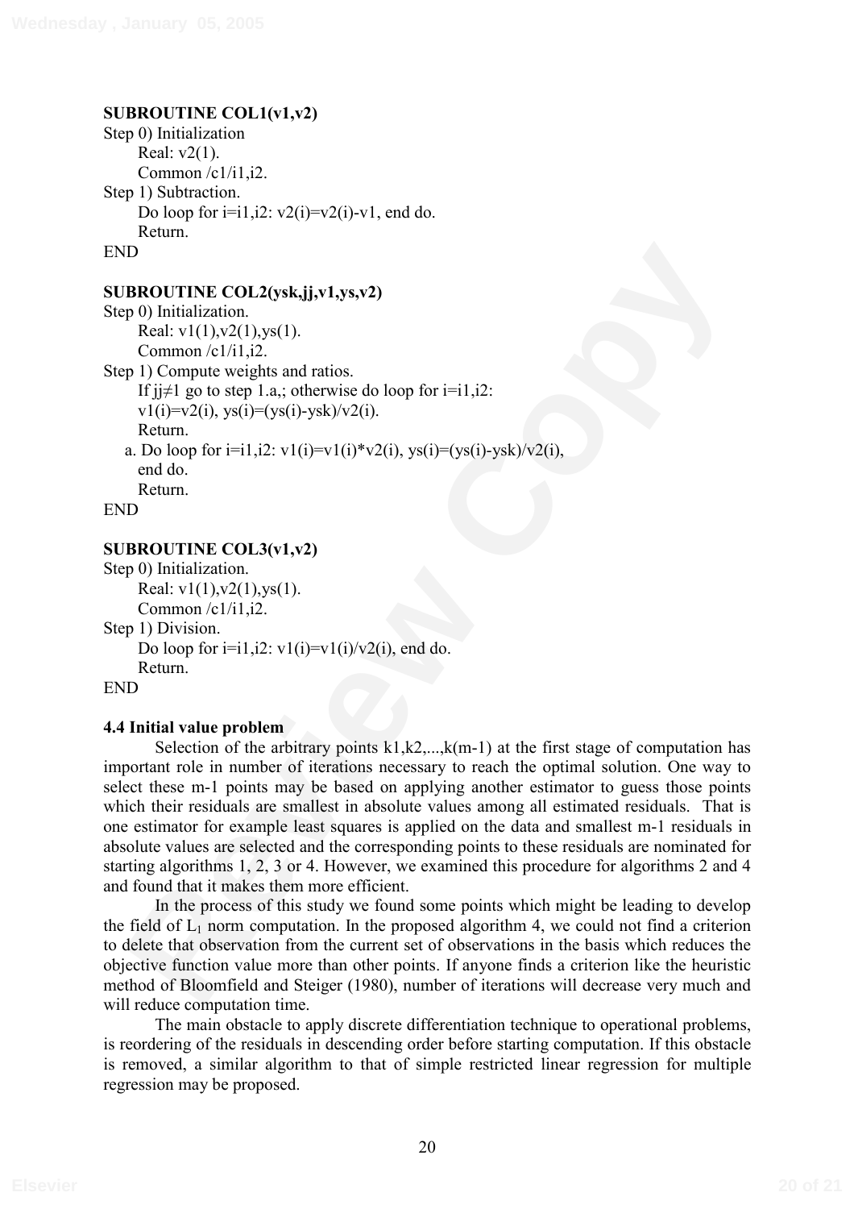**SUBROUTINE COL1(v1,v2)**

Step 0) Initialization

Real: v2(1).

Common /c1/i1,i2.

Step 1) Subtraction.

Do loop for i=i1,i2: v2(i)=v2(i)-v1, end do.

Return.

END

**SUBROUTINE COL2(ysk,jj,v1,ys,v2)**

Step 0) Initialization.

Real: v1(1),v2(1),ys(1).

Common /c1/i1,i2.

Step 1) Compute weights and ratios.

If jj≠1 go to step 1.a,; otherwise do loop for i=i1,i2:

v1(i)=v2(i), ys(i)=(ys(i)-ysk)/v2(i).

Return.

a. Do loop for i=i1,i2: v1(i)=v1(i)*v2(i), ys(i)=(ys(i)-ysk)/v2(i),

end do.

Return.

END

**SUBROUTINE COL3(v1,v2)**

Step 0) Initialization.

Real: v1(1),v2(1),ys(1).

Common /c1/i1,i2.

Step 1) Division.

Do loop for i=i1,i2: v1(i)=v1(i)/v2(i), end do.

Return.

END

**4.4 Initial value problem**

Selection of the arbitrary points k1,k2,...,k(m-1) at the first stage of computation has important role in number of iterations necessary to reach the optimal solution. One way to select these m-1 points may be based on applying another estimator to guess those points which their residuals are smallest in absolute values among all estimated residuals. That is one estimator for example least squares is applied on the data and smallest m-1 residuals in absolute values are selected and the corresponding points to these residuals are nominated for starting algorithms 1, 2, 3 or 4. However, we examined this procedure for algorithms 2 and 4 and found that it makes them more efficient.

In the process of this study we found some points which might be leading to develop the field of $L_1$ norm computation. In the proposed algorithm 4, we could not find a criterion to delete that observation from the current set of observations in the basis which reduces the objective function value more than other points. If anyone finds a criterion like the heuristic method of Bloomfield and Steiger (1980), number of iterations will decrease very much and will reduce computation time.

The main obstacle to apply discrete differentiation technique to operational problems, is reordering of the residuals in descending order before starting computation. If this obstacle is removed, a similar algorithm to that of simple restricted linear regression for multiple regression may be proposed.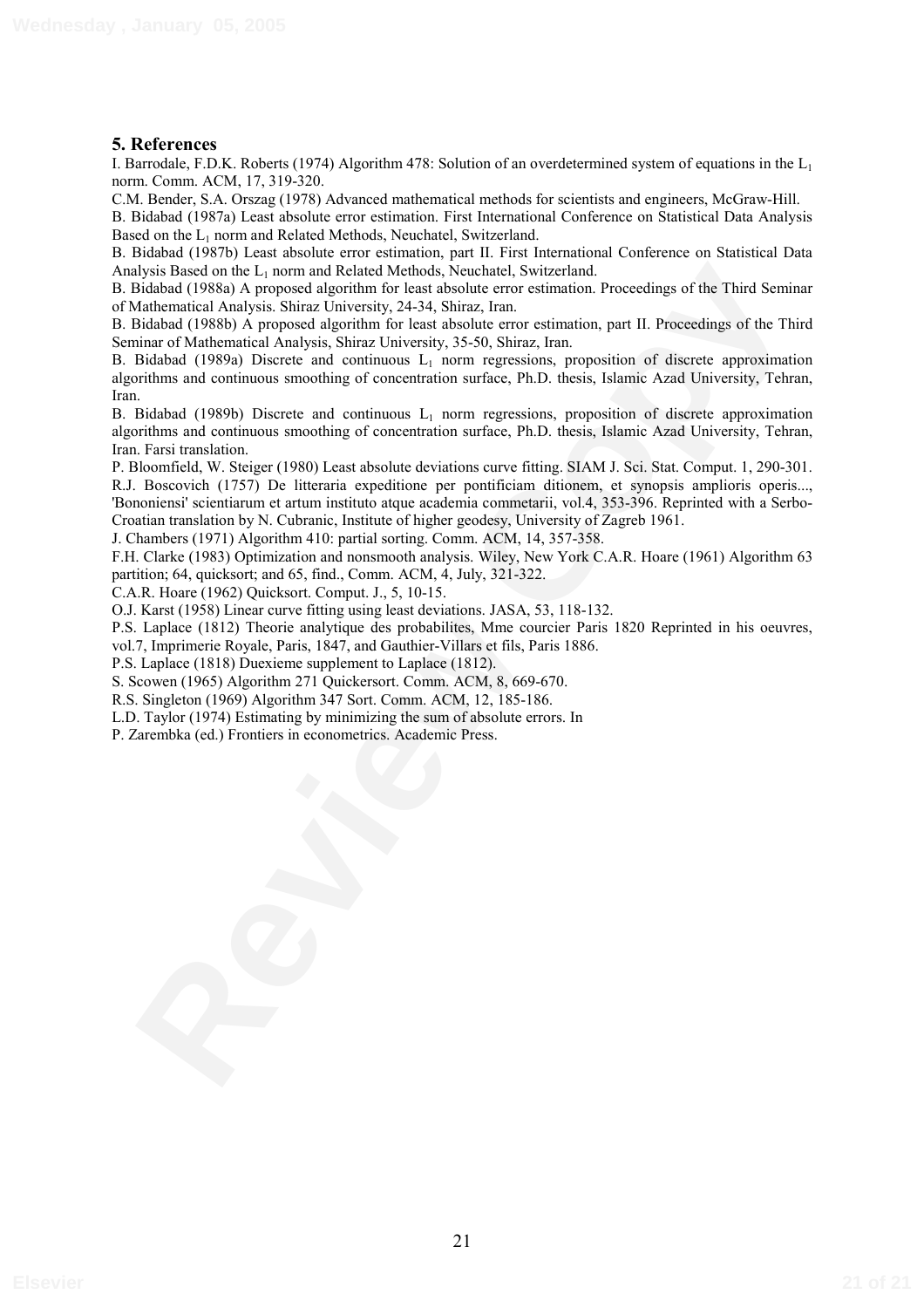## 5. References

I. Barrodale, F.D.K. Roberts (1974) Algorithm 478: Solution of an overdetermined system of equations in the $L_1$ norm. Comm. ACM, 17, 319-320.

C.M. Bender, S.A. Orszag (1978) Advanced mathematical methods for scientists and engineers, McGraw-Hill.

B. Bidabad (1987a) Least absolute error estimation. First International Conference on Statistical Data Analysis Based on the $L_1$ norm and Related Methods, Neuchatel, Switzerland.

B. Bidabad (1987b) Least absolute error estimation, part II. First International Conference on Statistical Data Analysis Based on the $L_1$ norm and Related Methods, Neuchatel, Switzerland.

B. Bidabad (1988a) A proposed algorithm for least absolute error estimation. Proceedings of the Third Seminar of Mathematical Analysis. Shiraz University, 24-34, Shiraz, Iran.

B. Bidabad (1988b) A proposed algorithm for least absolute error estimation, part II. Proceedings of the Third Seminar of Mathematical Analysis, Shiraz University, 35-50, Shiraz, Iran.

B. Bidabad (1989a) Discrete and continuous $L_1$ norm regressions, proposition of discrete approximation algorithms and continuous smoothing of concentration surface, Ph.D. thesis, Islamic Azad University, Tehran, Iran.

B. Bidabad (1989b) Discrete and continuous $L_1$ norm regressions, proposition of discrete approximation algorithms and continuous smoothing of concentration surface, Ph.D. thesis, Islamic Azad University, Tehran, Iran. Farsi translation.

P. Bloomfield, W. Steiger (1980) Least absolute deviations curve fitting. SIAM J. Sci. Stat. Comput. 1, 290-301.

R.J. Boscovich (1757) De litteraria expeditione per pontificiam ditionem, et synopsis amplioris operis..., 'Bononiensi' scientiarum et artum instituto atque academia commetarii, vol.4, 353-396. Reprinted with a Serbo-Croatian translation by N. Cubranic, Institute of higher geodesy, University of Zagreb 1961.

J. Chambers (1971) Algorithm 410: partial sorting. Comm. ACM, 14, 357-358.

F.H. Clarke (1983) Optimization and nonsmooth analysis. Wiley, New York C.A.R. Hoare (1961) Algorithm 63 partition; 64, quicksort; and 65, find., Comm. ACM, 4, July, 321-322.

C.A.R. Hoare (1962) Quicksort. Comput. J., 5, 10-15.

O.J. Karst (1958) Linear curve fitting using least deviations. JASA, 53, 118-132.

P.S. Laplace (1812) Theorie analytique des probabilites, Mme courcier Paris 1820 Reprinted in his oeuvres, vol.7, Imprimerie Royale, Paris, 1847, and Gauthier-Villars et fils, Paris 1886.

P.S. Laplace (1818) Duexieme supplement to Laplace (1812).

S. Scowen (1965) Algorithm 271 Quickersort. Comm. ACM, 8, 669-670.

R.S. Singleton (1969) Algorithm 347 Sort. Comm. ACM, 12, 185-186.

L.D. Taylor (1974) Estimating by minimizing the sum of absolute errors. In

P. Zarembka (ed.) Frontiers in econometrics. Academic Press.